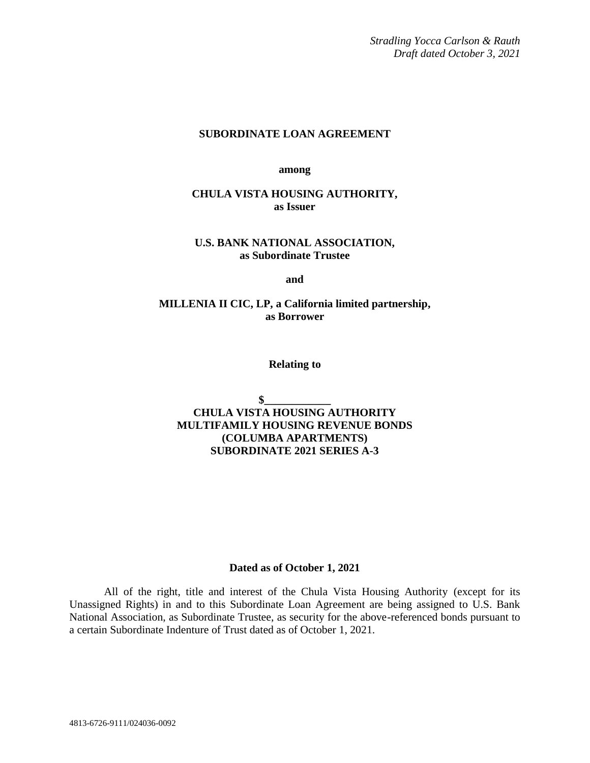*Stradling Yocca Carlson & Rauth*
*Draft dated October 3, 2021*

# SUBORDINATE LOAN AGREEMENT

**among**

**CHULA VISTA HOUSING AUTHORITY,**
**as Issuer**

**U.S. BANK NATIONAL ASSOCIATION,**
**as Subordinate Trustee**

**and**

**MILLENIA II CIC, LP, a California limited partnership,**
**as Borrower**

**Relating to**

**$____________**
**CHULA VISTA HOUSING AUTHORITY**
**MULTIFAMILY HOUSING REVENUE BONDS**
**(COLUMBA APARTMENTS)**
**SUBORDINATE 2021 SERIES A-3**

**Dated as of October 1, 2021**

All of the right, title and interest of the Chula Vista Housing Authority (except for its Unassigned Rights) in and to this Subordinate Loan Agreement are being assigned to U.S. Bank National Association, as Subordinate Trustee, as security for the above-referenced bonds pursuant to a certain Subordinate Indenture of Trust dated as of October 1, 2021.

4813-6726-9111/024036-0092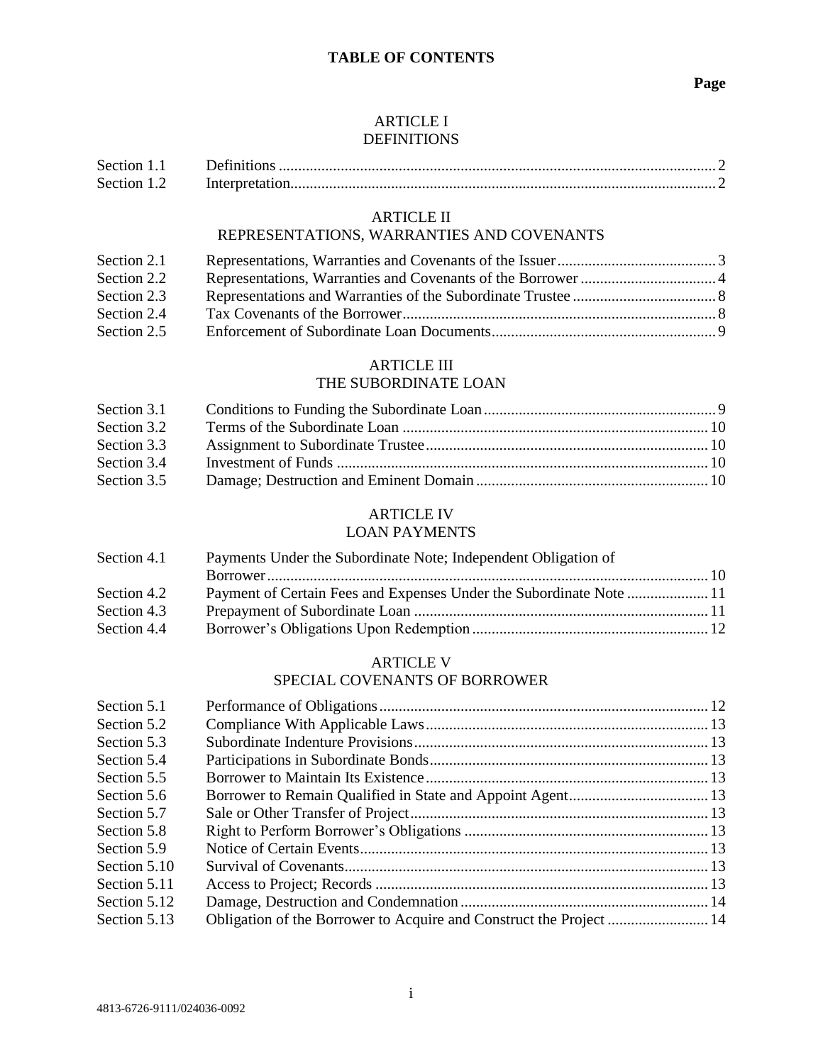# TABLE OF CONTENTS

**Page**

## ARTICLE I
## DEFINITIONS

| | | |
|---|---|---|
| Section 1.1 | Definitions | 2 |
| Section 1.2 | Interpretation | 2 |

## ARTICLE II
## REPRESENTATIONS, WARRANTIES AND COVENANTS

| | | |
|---|---|---|
| Section 2.1 | Representations, Warranties and Covenants of the Issuer | 3 |
| Section 2.2 | Representations, Warranties and Covenants of the Borrower | 4 |
| Section 2.3 | Representations and Warranties of the Subordinate Trustee | 8 |
| Section 2.4 | Tax Covenants of the Borrower | 8 |
| Section 2.5 | Enforcement of Subordinate Loan Documents | 9 |

## ARTICLE III
## THE SUBORDINATE LOAN

| | | |
|---|---|---|
| Section 3.1 | Conditions to Funding the Subordinate Loan | 9 |
| Section 3.2 | Terms of the Subordinate Loan | 10 |
| Section 3.3 | Assignment to Subordinate Trustee | 10 |
| Section 3.4 | Investment of Funds | 10 |
| Section 3.5 | Damage; Destruction and Eminent Domain | 10 |

## ARTICLE IV
## LOAN PAYMENTS

| | | |
|---|---|---|
| Section 4.1 | Payments Under the Subordinate Note; Independent Obligation of Borrower | 10 |
| Section 4.2 | Payment of Certain Fees and Expenses Under the Subordinate Note | 11 |
| Section 4.3 | Prepayment of Subordinate Loan | 11 |
| Section 4.4 | Borrower's Obligations Upon Redemption | 12 |

## ARTICLE V
## SPECIAL COVENANTS OF BORROWER

| | | |
|---|---|---|
| Section 5.1 | Performance of Obligations | 12 |
| Section 5.2 | Compliance With Applicable Laws | 13 |
| Section 5.3 | Subordinate Indenture Provisions | 13 |
| Section 5.4 | Participations in Subordinate Bonds | 13 |
| Section 5.5 | Borrower to Maintain Its Existence | 13 |
| Section 5.6 | Borrower to Remain Qualified in State and Appoint Agent | 13 |
| Section 5.7 | Sale or Other Transfer of Project | 13 |
| Section 5.8 | Right to Perform Borrower's Obligations | 13 |
| Section 5.9 | Notice of Certain Events | 13 |
| Section 5.10 | Survival of Covenants | 13 |
| Section 5.11 | Access to Project; Records | 13 |
| Section 5.12 | Damage, Destruction and Condemnation | 14 |
| Section 5.13 | Obligation of the Borrower to Acquire and Construct the Project | 14 |

4813-6726-9111/024036-0092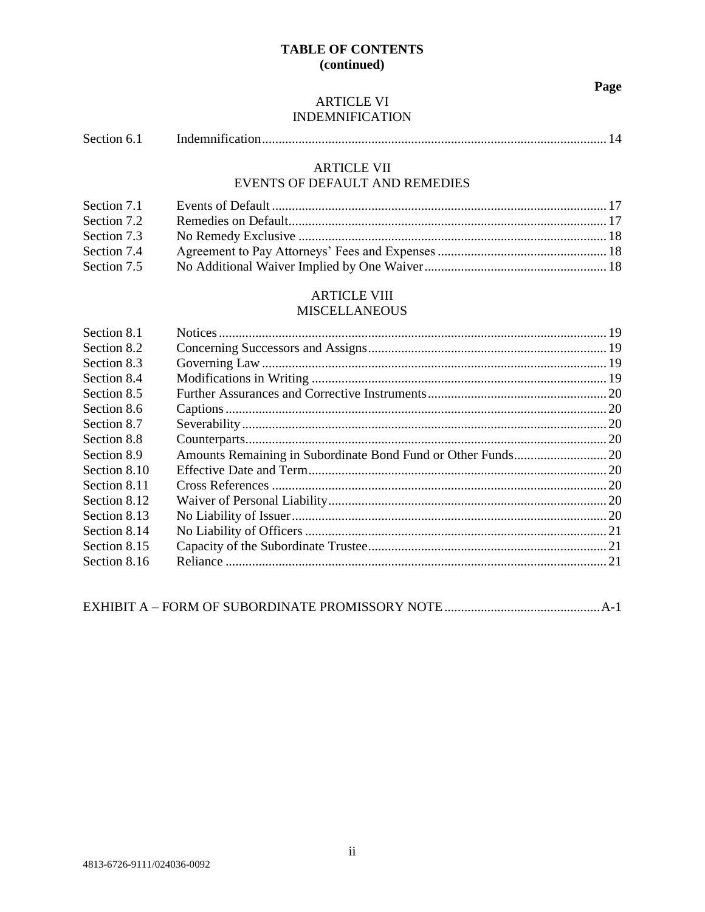**TABLE OF CONTENTS**
**(continued)**

| | | **Page** |
|---|---|---|
| | **ARTICLE VI** **INDEMNIFICATION** | |
| Section 6.1 | Indemnification | 14 |
| | **ARTICLE VII** **EVENTS OF DEFAULT AND REMEDIES** | |
| Section 7.1 | Events of Default | 17 |
| Section 7.2 | Remedies on Default | 17 |
| Section 7.3 | No Remedy Exclusive | 18 |
| Section 7.4 | Agreement to Pay Attorneys' Fees and Expenses | 18 |
| Section 7.5 | No Additional Waiver Implied by One Waiver | 18 |
| | **ARTICLE VIII** **MISCELLANEOUS** | |
| Section 8.1 | Notices | 19 |
| Section 8.2 | Concerning Successors and Assigns | 19 |
| Section 8.3 | Governing Law | 19 |
| Section 8.4 | Modifications in Writing | 19 |
| Section 8.5 | Further Assurances and Corrective Instruments | 20 |
| Section 8.6 | Captions | 20 |
| Section 8.7 | Severability | 20 |
| Section 8.8 | Counterparts | 20 |
| Section 8.9 | Amounts Remaining in Subordinate Bond Fund or Other Funds | 20 |
| Section 8.10 | Effective Date and Term | 20 |
| Section 8.11 | Cross References | 20 |
| Section 8.12 | Waiver of Personal Liability | 20 |
| Section 8.13 | No Liability of Issuer | 20 |
| Section 8.14 | No Liability of Officers | 21 |
| Section 8.15 | Capacity of the Subordinate Trustee | 21 |
| Section 8.16 | Reliance | 21 |
| | | |
| EXHIBIT A – FORM OF SUBORDINATE PROMISSORY NOTE | | A-1 |

4813-6726-9111/024036-0092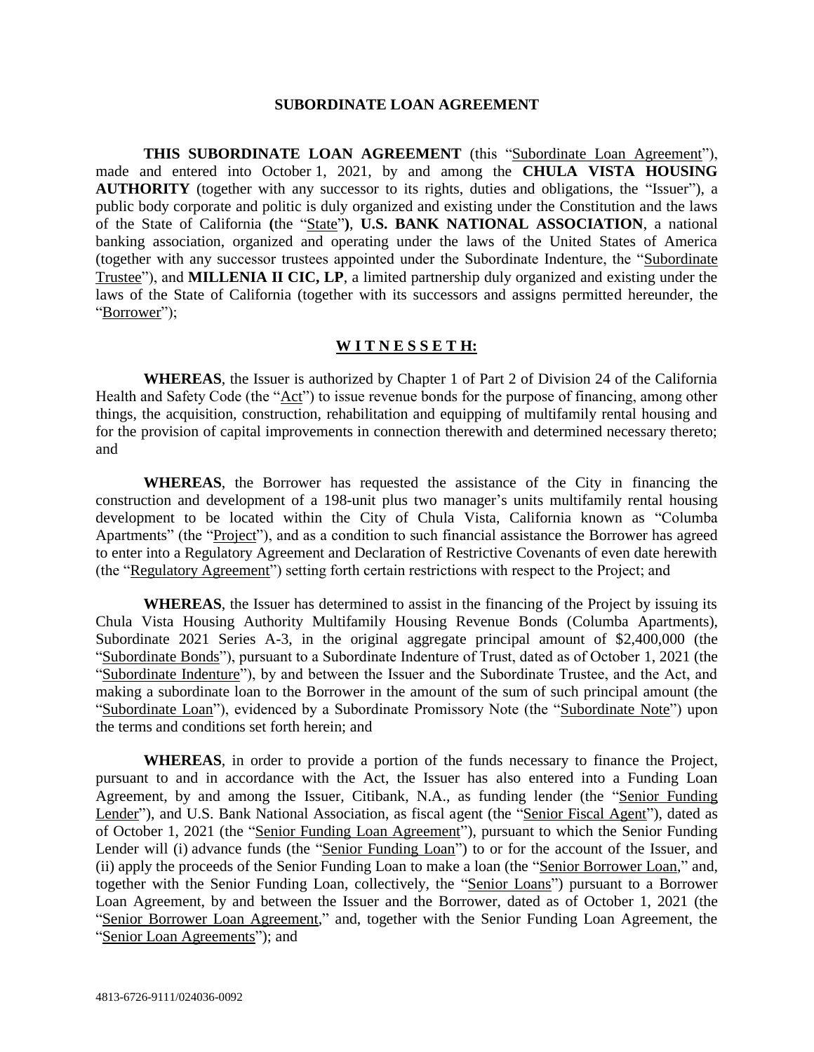## SUBORDINATE LOAN AGREEMENT

**THIS SUBORDINATE LOAN AGREEMENT** (this "Subordinate Loan Agreement"), made and entered into October 1, 2021, by and among the **CHULA VISTA HOUSING AUTHORITY** (together with any successor to its rights, duties and obligations, the "Issuer"), a public body corporate and politic is duly organized and existing under the Constitution and the laws of the State of California **(**the "State"**)**, **U.S. BANK NATIONAL ASSOCIATION**, a national banking association, organized and operating under the laws of the United States of America (together with any successor trustees appointed under the Subordinate Indenture, the "Subordinate Trustee"), and **MILLENIA II CIC, LP**, a limited partnership duly organized and existing under the laws of the State of California (together with its successors and assigns permitted hereunder, the "Borrower");

### W I T N E S S E T H:

**WHEREAS**, the Issuer is authorized by Chapter 1 of Part 2 of Division 24 of the California Health and Safety Code (the "Act") to issue revenue bonds for the purpose of financing, among other things, the acquisition, construction, rehabilitation and equipping of multifamily rental housing and for the provision of capital improvements in connection therewith and determined necessary thereto; and

**WHEREAS**, the Borrower has requested the assistance of the City in financing the construction and development of a 198-unit plus two manager's units multifamily rental housing development to be located within the City of Chula Vista, California known as "Columba Apartments" (the "Project"), and as a condition to such financial assistance the Borrower has agreed to enter into a Regulatory Agreement and Declaration of Restrictive Covenants of even date herewith (the "Regulatory Agreement") setting forth certain restrictions with respect to the Project; and

**WHEREAS**, the Issuer has determined to assist in the financing of the Project by issuing its Chula Vista Housing Authority Multifamily Housing Revenue Bonds (Columba Apartments), Subordinate 2021 Series A-3, in the original aggregate principal amount of $2,400,000 (the "Subordinate Bonds"), pursuant to a Subordinate Indenture of Trust, dated as of October 1, 2021 (the "Subordinate Indenture"), by and between the Issuer and the Subordinate Trustee, and the Act, and making a subordinate loan to the Borrower in the amount of the sum of such principal amount (the "Subordinate Loan"), evidenced by a Subordinate Promissory Note (the "Subordinate Note") upon the terms and conditions set forth herein; and

**WHEREAS**, in order to provide a portion of the funds necessary to finance the Project, pursuant to and in accordance with the Act, the Issuer has also entered into a Funding Loan Agreement, by and among the Issuer, Citibank, N.A., as funding lender (the "Senior Funding Lender"), and U.S. Bank National Association, as fiscal agent (the "Senior Fiscal Agent"), dated as of October 1, 2021 (the "Senior Funding Loan Agreement"), pursuant to which the Senior Funding Lender will (i) advance funds (the "Senior Funding Loan") to or for the account of the Issuer, and (ii) apply the proceeds of the Senior Funding Loan to make a loan (the "Senior Borrower Loan," and, together with the Senior Funding Loan, collectively, the "Senior Loans") pursuant to a Borrower Loan Agreement, by and between the Issuer and the Borrower, dated as of October 1, 2021 (the "Senior Borrower Loan Agreement," and, together with the Senior Funding Loan Agreement, the "Senior Loan Agreements"); and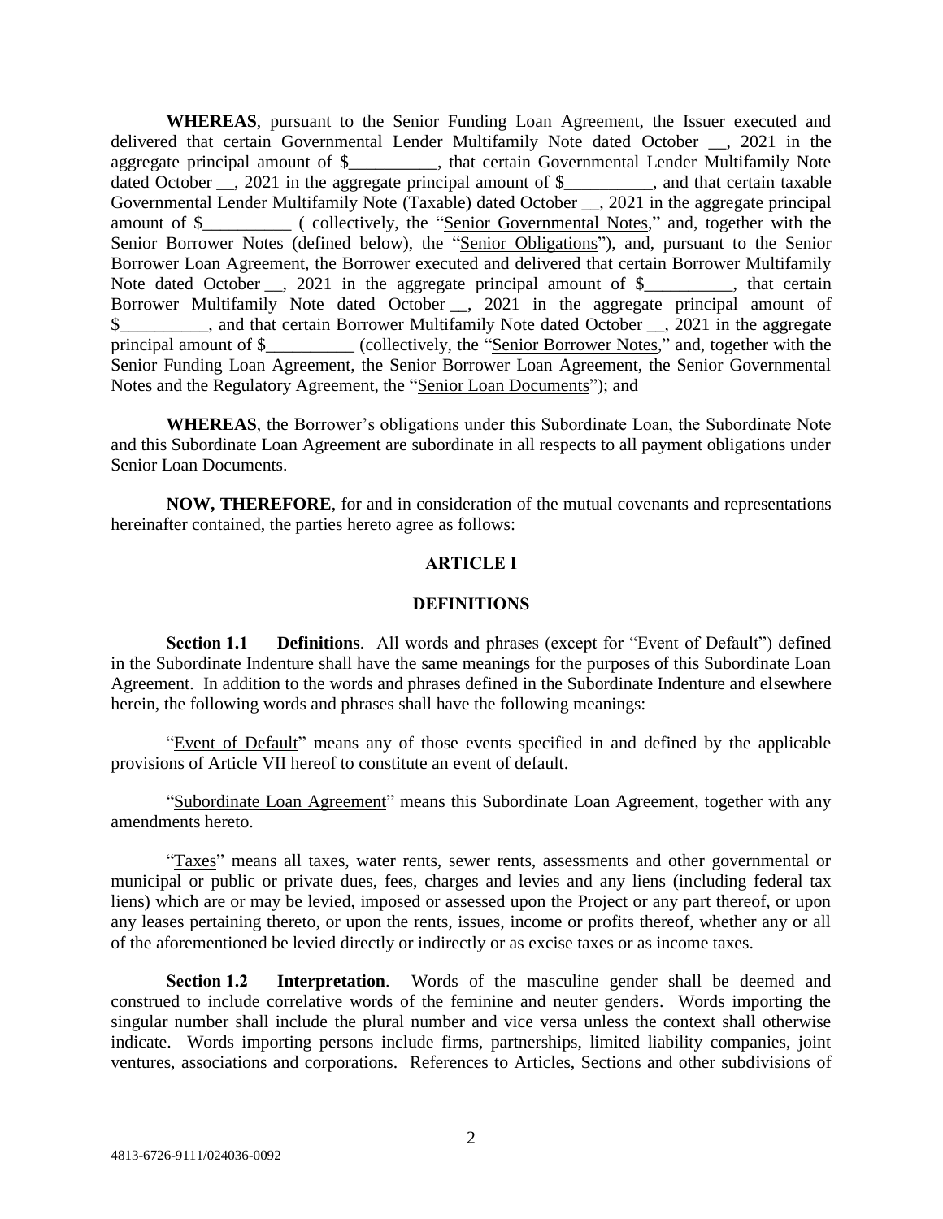**WHEREAS**, pursuant to the Senior Funding Loan Agreement, the Issuer executed and delivered that certain Governmental Lender Multifamily Note dated October __, 2021 in the aggregate principal amount of $__________, that certain Governmental Lender Multifamily Note dated October __, 2021 in the aggregate principal amount of $__________, and that certain taxable Governmental Lender Multifamily Note (Taxable) dated October __, 2021 in the aggregate principal amount of $__________ ( collectively, the "Senior Governmental Notes," and, together with the Senior Borrower Notes (defined below), the "Senior Obligations"), and, pursuant to the Senior Borrower Loan Agreement, the Borrower executed and delivered that certain Borrower Multifamily Note dated October __, 2021 in the aggregate principal amount of $__________, that certain Borrower Multifamily Note dated October __, 2021 in the aggregate principal amount of $__________, and that certain Borrower Multifamily Note dated October __, 2021 in the aggregate principal amount of $__________ (collectively, the "Senior Borrower Notes," and, together with the Senior Funding Loan Agreement, the Senior Borrower Loan Agreement, the Senior Governmental Notes and the Regulatory Agreement, the "Senior Loan Documents"); and

**WHEREAS**, the Borrower's obligations under this Subordinate Loan, the Subordinate Note and this Subordinate Loan Agreement are subordinate in all respects to all payment obligations under Senior Loan Documents.

**NOW, THEREFORE**, for and in consideration of the mutual covenants and representations hereinafter contained, the parties hereto agree as follows:

## ARTICLE I

## DEFINITIONS

**Section 1.1 Definitions**. All words and phrases (except for "Event of Default") defined in the Subordinate Indenture shall have the same meanings for the purposes of this Subordinate Loan Agreement. In addition to the words and phrases defined in the Subordinate Indenture and elsewhere herein, the following words and phrases shall have the following meanings:

"Event of Default" means any of those events specified in and defined by the applicable provisions of Article VII hereof to constitute an event of default.

"Subordinate Loan Agreement" means this Subordinate Loan Agreement, together with any amendments hereto.

"Taxes" means all taxes, water rents, sewer rents, assessments and other governmental or municipal or public or private dues, fees, charges and levies and any liens (including federal tax liens) which are or may be levied, imposed or assessed upon the Project or any part thereof, or upon any leases pertaining thereto, or upon the rents, issues, income or profits thereof, whether any or all of the aforementioned be levied directly or indirectly or as excise taxes or as income taxes.

**Section 1.2 Interpretation**. Words of the masculine gender shall be deemed and construed to include correlative words of the feminine and neuter genders. Words importing the singular number shall include the plural number and vice versa unless the context shall otherwise indicate. Words importing persons include firms, partnerships, limited liability companies, joint ventures, associations and corporations. References to Articles, Sections and other subdivisions of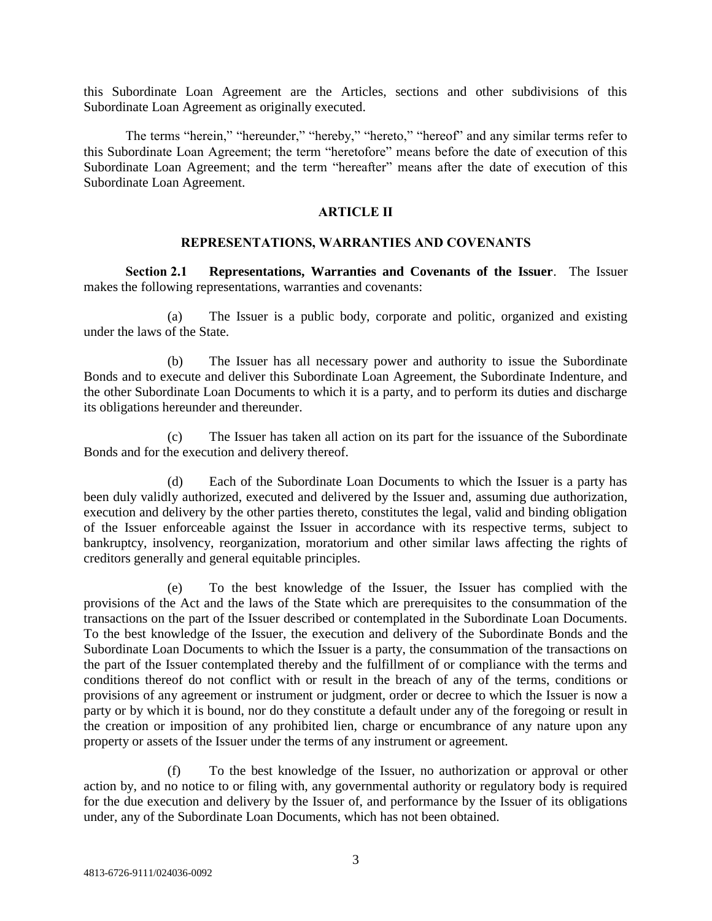this Subordinate Loan Agreement are the Articles, sections and other subdivisions of this Subordinate Loan Agreement as originally executed.

The terms "herein," "hereunder," "hereby," "hereto," "hereof" and any similar terms refer to this Subordinate Loan Agreement; the term "heretofore" means before the date of execution of this Subordinate Loan Agreement; and the term "hereafter" means after the date of execution of this Subordinate Loan Agreement.

## ARTICLE II

## REPRESENTATIONS, WARRANTIES AND COVENANTS

**Section 2.1 Representations, Warranties and Covenants of the Issuer**. The Issuer makes the following representations, warranties and covenants:

(a) The Issuer is a public body, corporate and politic, organized and existing under the laws of the State.

(b) The Issuer has all necessary power and authority to issue the Subordinate Bonds and to execute and deliver this Subordinate Loan Agreement, the Subordinate Indenture, and the other Subordinate Loan Documents to which it is a party, and to perform its duties and discharge its obligations hereunder and thereunder.

(c) The Issuer has taken all action on its part for the issuance of the Subordinate Bonds and for the execution and delivery thereof.

(d) Each of the Subordinate Loan Documents to which the Issuer is a party has been duly validly authorized, executed and delivered by the Issuer and, assuming due authorization, execution and delivery by the other parties thereto, constitutes the legal, valid and binding obligation of the Issuer enforceable against the Issuer in accordance with its respective terms, subject to bankruptcy, insolvency, reorganization, moratorium and other similar laws affecting the rights of creditors generally and general equitable principles.

(e) To the best knowledge of the Issuer, the Issuer has complied with the provisions of the Act and the laws of the State which are prerequisites to the consummation of the transactions on the part of the Issuer described or contemplated in the Subordinate Loan Documents. To the best knowledge of the Issuer, the execution and delivery of the Subordinate Bonds and the Subordinate Loan Documents to which the Issuer is a party, the consummation of the transactions on the part of the Issuer contemplated thereby and the fulfillment of or compliance with the terms and conditions thereof do not conflict with or result in the breach of any of the terms, conditions or provisions of any agreement or instrument or judgment, order or decree to which the Issuer is now a party or by which it is bound, nor do they constitute a default under any of the foregoing or result in the creation or imposition of any prohibited lien, charge or encumbrance of any nature upon any property or assets of the Issuer under the terms of any instrument or agreement.

(f) To the best knowledge of the Issuer, no authorization or approval or other action by, and no notice to or filing with, any governmental authority or regulatory body is required for the due execution and delivery by the Issuer of, and performance by the Issuer of its obligations under, any of the Subordinate Loan Documents, which has not been obtained.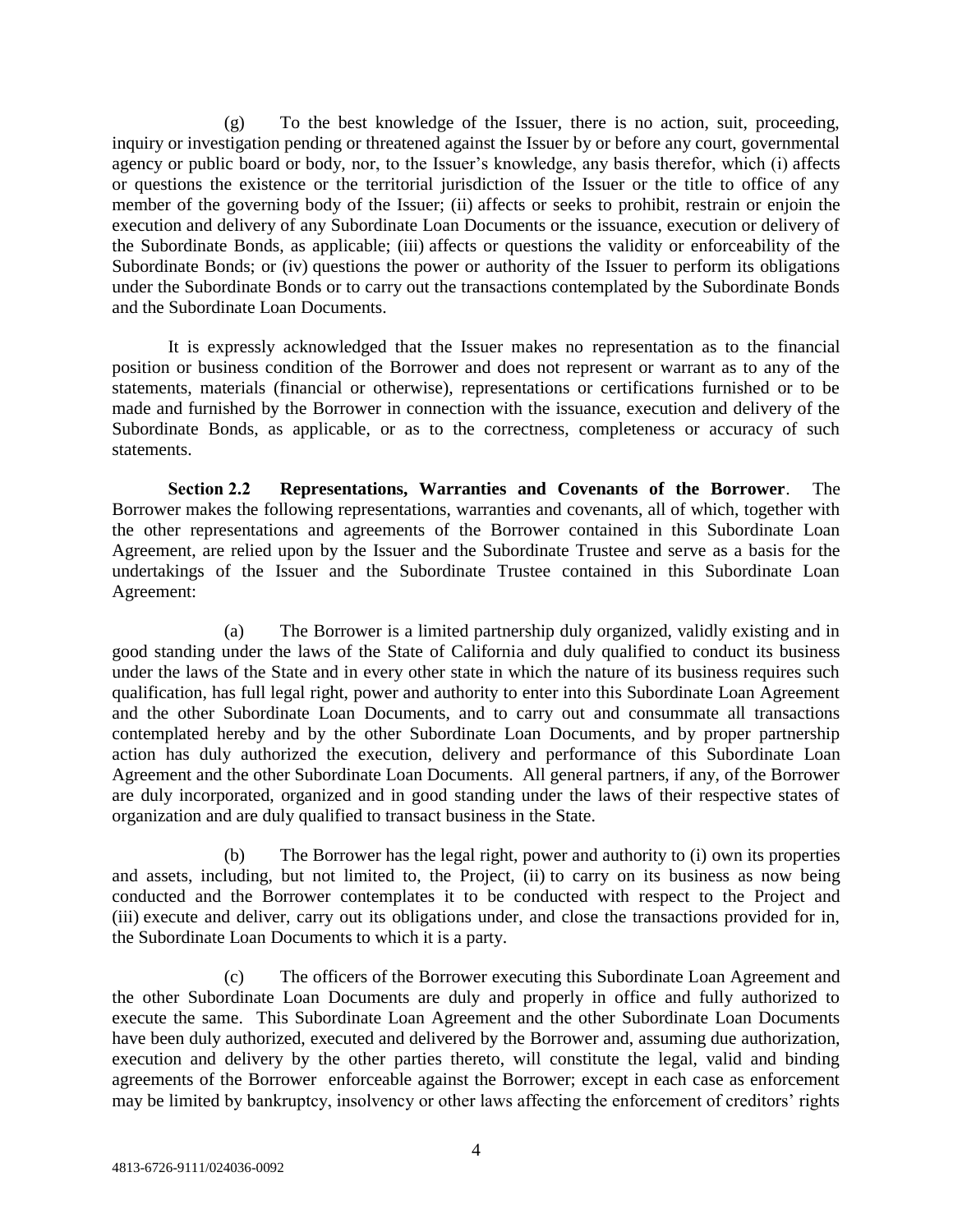(g) To the best knowledge of the Issuer, there is no action, suit, proceeding, inquiry or investigation pending or threatened against the Issuer by or before any court, governmental agency or public board or body, nor, to the Issuer's knowledge, any basis therefor, which (i) affects or questions the existence or the territorial jurisdiction of the Issuer or the title to office of any member of the governing body of the Issuer; (ii) affects or seeks to prohibit, restrain or enjoin the execution and delivery of any Subordinate Loan Documents or the issuance, execution or delivery of the Subordinate Bonds, as applicable; (iii) affects or questions the validity or enforceability of the Subordinate Bonds; or (iv) questions the power or authority of the Issuer to perform its obligations under the Subordinate Bonds or to carry out the transactions contemplated by the Subordinate Bonds and the Subordinate Loan Documents.

It is expressly acknowledged that the Issuer makes no representation as to the financial position or business condition of the Borrower and does not represent or warrant as to any of the statements, materials (financial or otherwise), representations or certifications furnished or to be made and furnished by the Borrower in connection with the issuance, execution and delivery of the Subordinate Bonds, as applicable, or as to the correctness, completeness or accuracy of such statements.

**Section 2.2 Representations, Warranties and Covenants of the Borrower**. The Borrower makes the following representations, warranties and covenants, all of which, together with the other representations and agreements of the Borrower contained in this Subordinate Loan Agreement, are relied upon by the Issuer and the Subordinate Trustee and serve as a basis for the undertakings of the Issuer and the Subordinate Trustee contained in this Subordinate Loan Agreement:

(a) The Borrower is a limited partnership duly organized, validly existing and in good standing under the laws of the State of California and duly qualified to conduct its business under the laws of the State and in every other state in which the nature of its business requires such qualification, has full legal right, power and authority to enter into this Subordinate Loan Agreement and the other Subordinate Loan Documents, and to carry out and consummate all transactions contemplated hereby and by the other Subordinate Loan Documents, and by proper partnership action has duly authorized the execution, delivery and performance of this Subordinate Loan Agreement and the other Subordinate Loan Documents. All general partners, if any, of the Borrower are duly incorporated, organized and in good standing under the laws of their respective states of organization and are duly qualified to transact business in the State.

(b) The Borrower has the legal right, power and authority to (i) own its properties and assets, including, but not limited to, the Project, (ii) to carry on its business as now being conducted and the Borrower contemplates it to be conducted with respect to the Project and (iii) execute and deliver, carry out its obligations under, and close the transactions provided for in, the Subordinate Loan Documents to which it is a party.

(c) The officers of the Borrower executing this Subordinate Loan Agreement and the other Subordinate Loan Documents are duly and properly in office and fully authorized to execute the same. This Subordinate Loan Agreement and the other Subordinate Loan Documents have been duly authorized, executed and delivered by the Borrower and, assuming due authorization, execution and delivery by the other parties thereto, will constitute the legal, valid and binding agreements of the Borrower enforceable against the Borrower; except in each case as enforcement may be limited by bankruptcy, insolvency or other laws affecting the enforcement of creditors' rights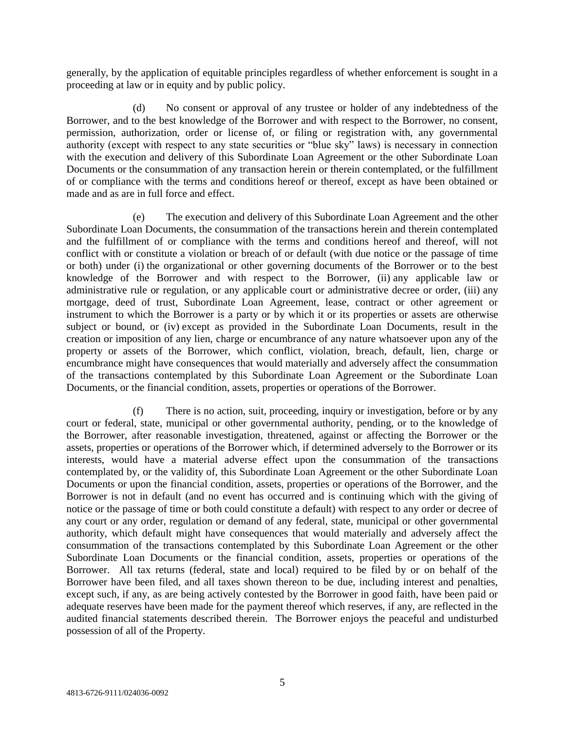generally, by the application of equitable principles regardless of whether enforcement is sought in a proceeding at law or in equity and by public policy.

(d) No consent or approval of any trustee or holder of any indebtedness of the Borrower, and to the best knowledge of the Borrower and with respect to the Borrower, no consent, permission, authorization, order or license of, or filing or registration with, any governmental authority (except with respect to any state securities or "blue sky" laws) is necessary in connection with the execution and delivery of this Subordinate Loan Agreement or the other Subordinate Loan Documents or the consummation of any transaction herein or therein contemplated, or the fulfillment of or compliance with the terms and conditions hereof or thereof, except as have been obtained or made and as are in full force and effect.

(e) The execution and delivery of this Subordinate Loan Agreement and the other Subordinate Loan Documents, the consummation of the transactions herein and therein contemplated and the fulfillment of or compliance with the terms and conditions hereof and thereof, will not conflict with or constitute a violation or breach of or default (with due notice or the passage of time or both) under (i) the organizational or other governing documents of the Borrower or to the best knowledge of the Borrower and with respect to the Borrower, (ii) any applicable law or administrative rule or regulation, or any applicable court or administrative decree or order, (iii) any mortgage, deed of trust, Subordinate Loan Agreement, lease, contract or other agreement or instrument to which the Borrower is a party or by which it or its properties or assets are otherwise subject or bound, or (iv) except as provided in the Subordinate Loan Documents, result in the creation or imposition of any lien, charge or encumbrance of any nature whatsoever upon any of the property or assets of the Borrower, which conflict, violation, breach, default, lien, charge or encumbrance might have consequences that would materially and adversely affect the consummation of the transactions contemplated by this Subordinate Loan Agreement or the Subordinate Loan Documents, or the financial condition, assets, properties or operations of the Borrower.

(f) There is no action, suit, proceeding, inquiry or investigation, before or by any court or federal, state, municipal or other governmental authority, pending, or to the knowledge of the Borrower, after reasonable investigation, threatened, against or affecting the Borrower or the assets, properties or operations of the Borrower which, if determined adversely to the Borrower or its interests, would have a material adverse effect upon the consummation of the transactions contemplated by, or the validity of, this Subordinate Loan Agreement or the other Subordinate Loan Documents or upon the financial condition, assets, properties or operations of the Borrower, and the Borrower is not in default (and no event has occurred and is continuing which with the giving of notice or the passage of time or both could constitute a default) with respect to any order or decree of any court or any order, regulation or demand of any federal, state, municipal or other governmental authority, which default might have consequences that would materially and adversely affect the consummation of the transactions contemplated by this Subordinate Loan Agreement or the other Subordinate Loan Documents or the financial condition, assets, properties or operations of the Borrower. All tax returns (federal, state and local) required to be filed by or on behalf of the Borrower have been filed, and all taxes shown thereon to be due, including interest and penalties, except such, if any, as are being actively contested by the Borrower in good faith, have been paid or adequate reserves have been made for the payment thereof which reserves, if any, are reflected in the audited financial statements described therein. The Borrower enjoys the peaceful and undisturbed possession of all of the Property.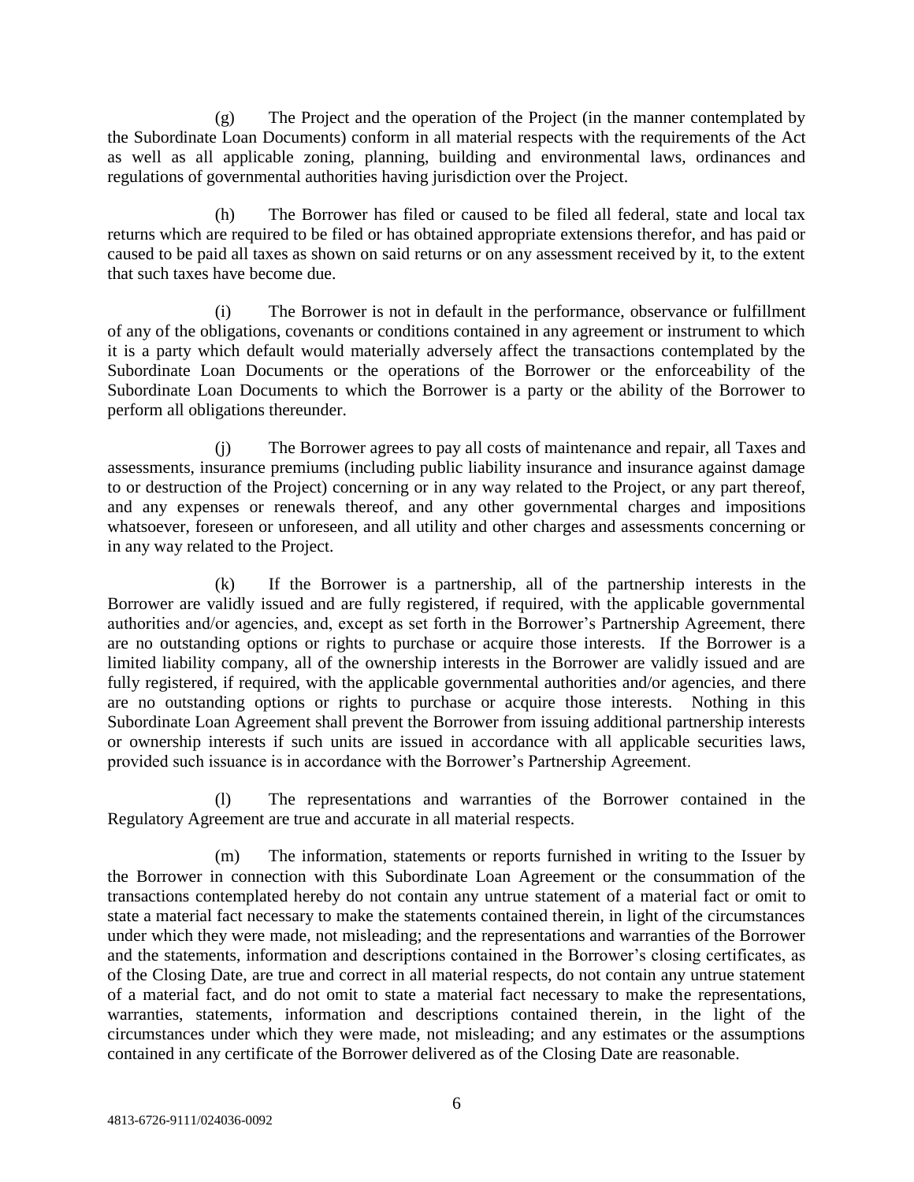(g) The Project and the operation of the Project (in the manner contemplated by the Subordinate Loan Documents) conform in all material respects with the requirements of the Act as well as all applicable zoning, planning, building and environmental laws, ordinances and regulations of governmental authorities having jurisdiction over the Project.

(h) The Borrower has filed or caused to be filed all federal, state and local tax returns which are required to be filed or has obtained appropriate extensions therefor, and has paid or caused to be paid all taxes as shown on said returns or on any assessment received by it, to the extent that such taxes have become due.

(i) The Borrower is not in default in the performance, observance or fulfillment of any of the obligations, covenants or conditions contained in any agreement or instrument to which it is a party which default would materially adversely affect the transactions contemplated by the Subordinate Loan Documents or the operations of the Borrower or the enforceability of the Subordinate Loan Documents to which the Borrower is a party or the ability of the Borrower to perform all obligations thereunder.

(j) The Borrower agrees to pay all costs of maintenance and repair, all Taxes and assessments, insurance premiums (including public liability insurance and insurance against damage to or destruction of the Project) concerning or in any way related to the Project, or any part thereof, and any expenses or renewals thereof, and any other governmental charges and impositions whatsoever, foreseen or unforeseen, and all utility and other charges and assessments concerning or in any way related to the Project.

(k) If the Borrower is a partnership, all of the partnership interests in the Borrower are validly issued and are fully registered, if required, with the applicable governmental authorities and/or agencies, and, except as set forth in the Borrower's Partnership Agreement, there are no outstanding options or rights to purchase or acquire those interests. If the Borrower is a limited liability company, all of the ownership interests in the Borrower are validly issued and are fully registered, if required, with the applicable governmental authorities and/or agencies, and there are no outstanding options or rights to purchase or acquire those interests. Nothing in this Subordinate Loan Agreement shall prevent the Borrower from issuing additional partnership interests or ownership interests if such units are issued in accordance with all applicable securities laws, provided such issuance is in accordance with the Borrower's Partnership Agreement.

(l) The representations and warranties of the Borrower contained in the Regulatory Agreement are true and accurate in all material respects.

(m) The information, statements or reports furnished in writing to the Issuer by the Borrower in connection with this Subordinate Loan Agreement or the consummation of the transactions contemplated hereby do not contain any untrue statement of a material fact or omit to state a material fact necessary to make the statements contained therein, in light of the circumstances under which they were made, not misleading; and the representations and warranties of the Borrower and the statements, information and descriptions contained in the Borrower's closing certificates, as of the Closing Date, are true and correct in all material respects, do not contain any untrue statement of a material fact, and do not omit to state a material fact necessary to make the representations, warranties, statements, information and descriptions contained therein, in the light of the circumstances under which they were made, not misleading; and any estimates or the assumptions contained in any certificate of the Borrower delivered as of the Closing Date are reasonable.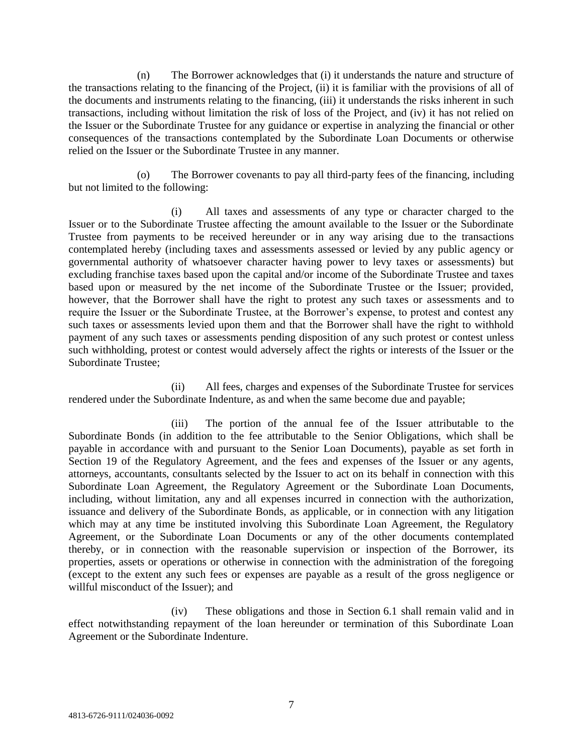(n) The Borrower acknowledges that (i) it understands the nature and structure of the transactions relating to the financing of the Project, (ii) it is familiar with the provisions of all of the documents and instruments relating to the financing, (iii) it understands the risks inherent in such transactions, including without limitation the risk of loss of the Project, and (iv) it has not relied on the Issuer or the Subordinate Trustee for any guidance or expertise in analyzing the financial or other consequences of the transactions contemplated by the Subordinate Loan Documents or otherwise relied on the Issuer or the Subordinate Trustee in any manner.

(o) The Borrower covenants to pay all third-party fees of the financing, including but not limited to the following:

(i) All taxes and assessments of any type or character charged to the Issuer or to the Subordinate Trustee affecting the amount available to the Issuer or the Subordinate Trustee from payments to be received hereunder or in any way arising due to the transactions contemplated hereby (including taxes and assessments assessed or levied by any public agency or governmental authority of whatsoever character having power to levy taxes or assessments) but excluding franchise taxes based upon the capital and/or income of the Subordinate Trustee and taxes based upon or measured by the net income of the Subordinate Trustee or the Issuer; provided, however, that the Borrower shall have the right to protest any such taxes or assessments and to require the Issuer or the Subordinate Trustee, at the Borrower's expense, to protest and contest any such taxes or assessments levied upon them and that the Borrower shall have the right to withhold payment of any such taxes or assessments pending disposition of any such protest or contest unless such withholding, protest or contest would adversely affect the rights or interests of the Issuer or the Subordinate Trustee;

(ii) All fees, charges and expenses of the Subordinate Trustee for services rendered under the Subordinate Indenture, as and when the same become due and payable;

(iii) The portion of the annual fee of the Issuer attributable to the Subordinate Bonds (in addition to the fee attributable to the Senior Obligations, which shall be payable in accordance with and pursuant to the Senior Loan Documents), payable as set forth in Section 19 of the Regulatory Agreement, and the fees and expenses of the Issuer or any agents, attorneys, accountants, consultants selected by the Issuer to act on its behalf in connection with this Subordinate Loan Agreement, the Regulatory Agreement or the Subordinate Loan Documents, including, without limitation, any and all expenses incurred in connection with the authorization, issuance and delivery of the Subordinate Bonds, as applicable, or in connection with any litigation which may at any time be instituted involving this Subordinate Loan Agreement, the Regulatory Agreement, or the Subordinate Loan Documents or any of the other documents contemplated thereby, or in connection with the reasonable supervision or inspection of the Borrower, its properties, assets or operations or otherwise in connection with the administration of the foregoing (except to the extent any such fees or expenses are payable as a result of the gross negligence or willful misconduct of the Issuer); and

(iv) These obligations and those in Section 6.1 shall remain valid and in effect notwithstanding repayment of the loan hereunder or termination of this Subordinate Loan Agreement or the Subordinate Indenture.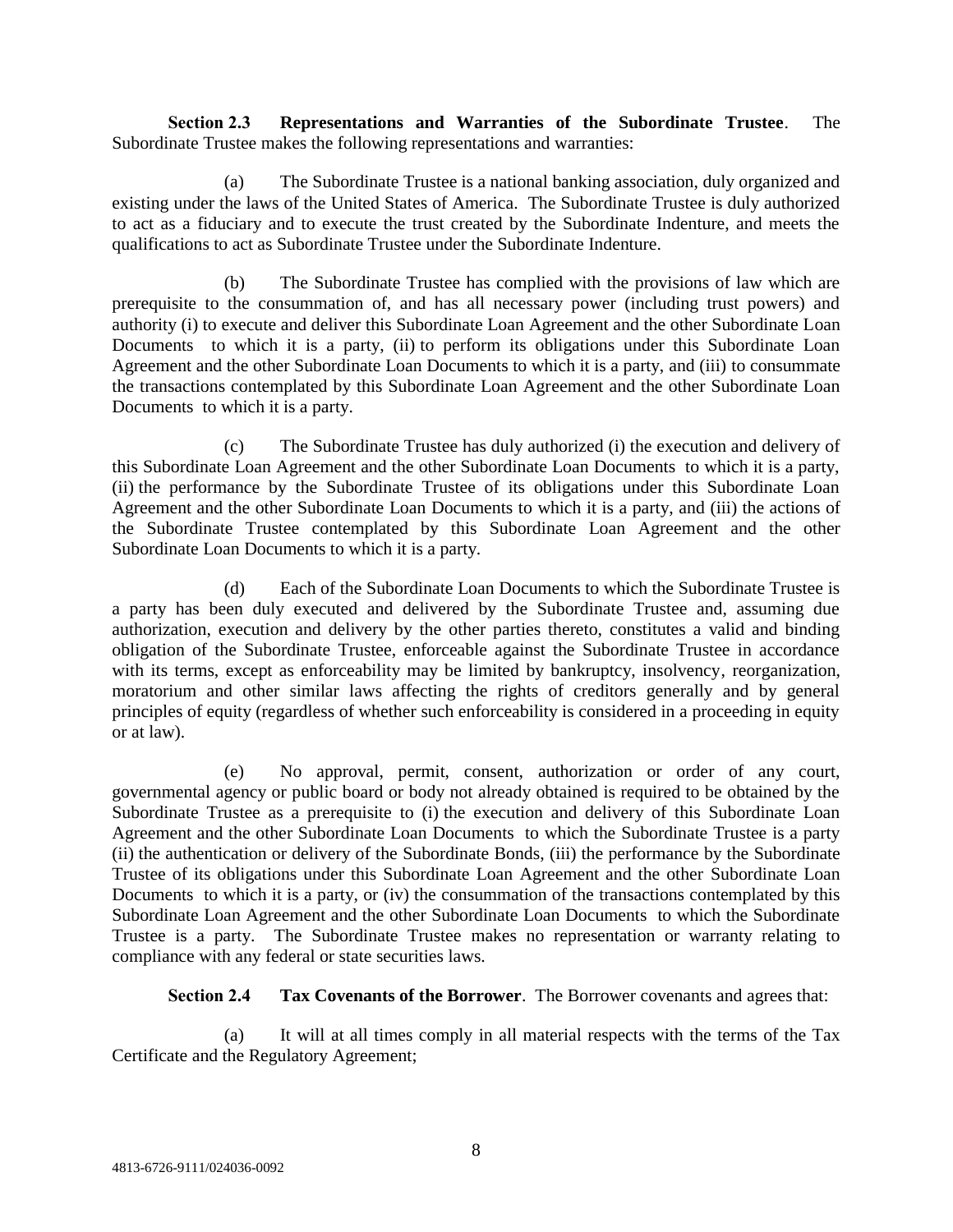**Section 2.3 Representations and Warranties of the Subordinate Trustee**. The Subordinate Trustee makes the following representations and warranties:

(a) The Subordinate Trustee is a national banking association, duly organized and existing under the laws of the United States of America. The Subordinate Trustee is duly authorized to act as a fiduciary and to execute the trust created by the Subordinate Indenture, and meets the qualifications to act as Subordinate Trustee under the Subordinate Indenture.

(b) The Subordinate Trustee has complied with the provisions of law which are prerequisite to the consummation of, and has all necessary power (including trust powers) and authority (i) to execute and deliver this Subordinate Loan Agreement and the other Subordinate Loan Documents to which it is a party, (ii) to perform its obligations under this Subordinate Loan Agreement and the other Subordinate Loan Documents to which it is a party, and (iii) to consummate the transactions contemplated by this Subordinate Loan Agreement and the other Subordinate Loan Documents to which it is a party.

(c) The Subordinate Trustee has duly authorized (i) the execution and delivery of this Subordinate Loan Agreement and the other Subordinate Loan Documents to which it is a party, (ii) the performance by the Subordinate Trustee of its obligations under this Subordinate Loan Agreement and the other Subordinate Loan Documents to which it is a party, and (iii) the actions of the Subordinate Trustee contemplated by this Subordinate Loan Agreement and the other Subordinate Loan Documents to which it is a party.

(d) Each of the Subordinate Loan Documents to which the Subordinate Trustee is a party has been duly executed and delivered by the Subordinate Trustee and, assuming due authorization, execution and delivery by the other parties thereto, constitutes a valid and binding obligation of the Subordinate Trustee, enforceable against the Subordinate Trustee in accordance with its terms, except as enforceability may be limited by bankruptcy, insolvency, reorganization, moratorium and other similar laws affecting the rights of creditors generally and by general principles of equity (regardless of whether such enforceability is considered in a proceeding in equity or at law).

(e) No approval, permit, consent, authorization or order of any court, governmental agency or public board or body not already obtained is required to be obtained by the Subordinate Trustee as a prerequisite to (i) the execution and delivery of this Subordinate Loan Agreement and the other Subordinate Loan Documents to which the Subordinate Trustee is a party (ii) the authentication or delivery of the Subordinate Bonds, (iii) the performance by the Subordinate Trustee of its obligations under this Subordinate Loan Agreement and the other Subordinate Loan Documents to which it is a party, or (iv) the consummation of the transactions contemplated by this Subordinate Loan Agreement and the other Subordinate Loan Documents to which the Subordinate Trustee is a party. The Subordinate Trustee makes no representation or warranty relating to compliance with any federal or state securities laws.

**Section 2.4 Tax Covenants of the Borrower**. The Borrower covenants and agrees that:

(a) It will at all times comply in all material respects with the terms of the Tax Certificate and the Regulatory Agreement;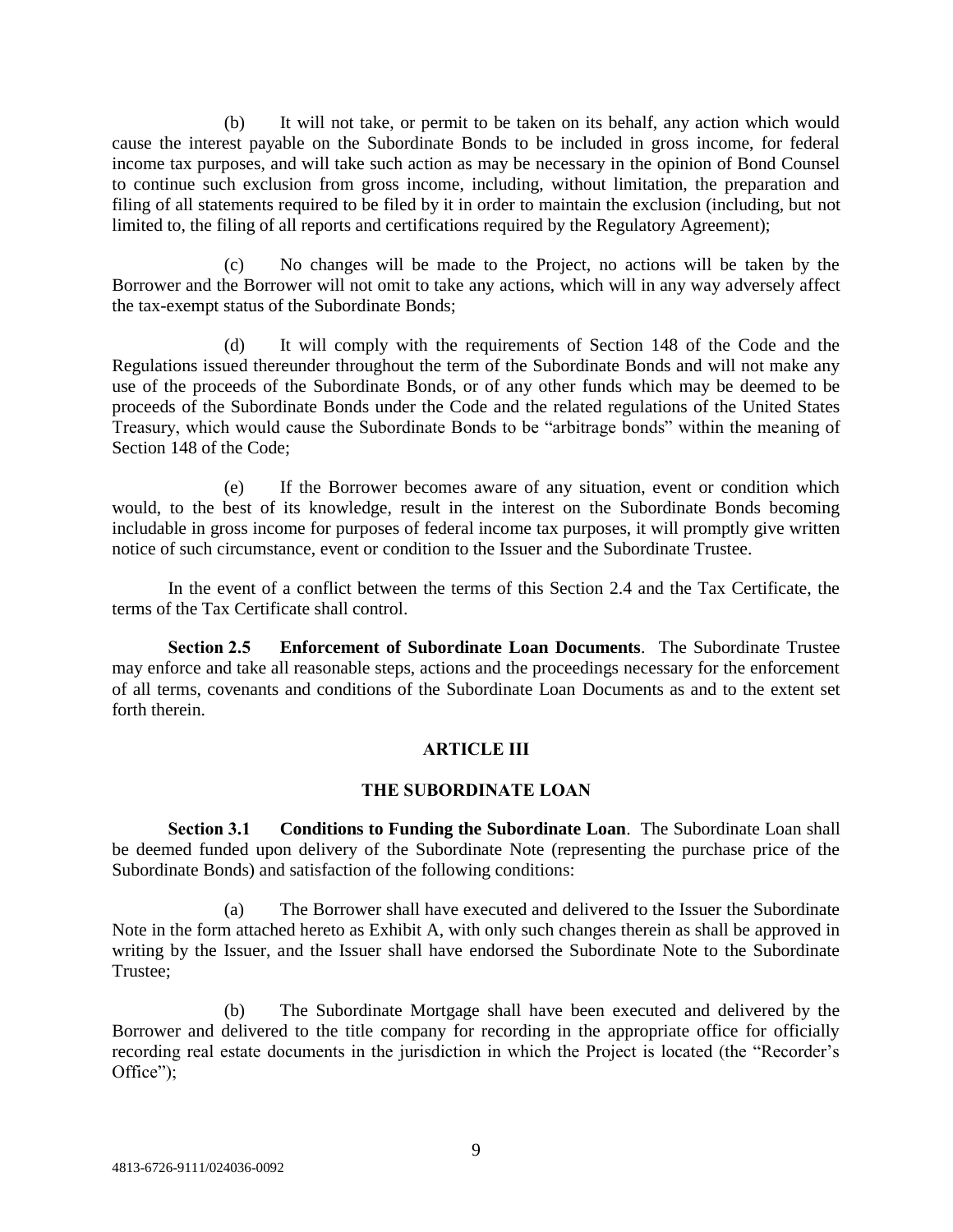(b) It will not take, or permit to be taken on its behalf, any action which would cause the interest payable on the Subordinate Bonds to be included in gross income, for federal income tax purposes, and will take such action as may be necessary in the opinion of Bond Counsel to continue such exclusion from gross income, including, without limitation, the preparation and filing of all statements required to be filed by it in order to maintain the exclusion (including, but not limited to, the filing of all reports and certifications required by the Regulatory Agreement);

(c) No changes will be made to the Project, no actions will be taken by the Borrower and the Borrower will not omit to take any actions, which will in any way adversely affect the tax-exempt status of the Subordinate Bonds;

(d) It will comply with the requirements of Section 148 of the Code and the Regulations issued thereunder throughout the term of the Subordinate Bonds and will not make any use of the proceeds of the Subordinate Bonds, or of any other funds which may be deemed to be proceeds of the Subordinate Bonds under the Code and the related regulations of the United States Treasury, which would cause the Subordinate Bonds to be "arbitrage bonds" within the meaning of Section 148 of the Code;

(e) If the Borrower becomes aware of any situation, event or condition which would, to the best of its knowledge, result in the interest on the Subordinate Bonds becoming includable in gross income for purposes of federal income tax purposes, it will promptly give written notice of such circumstance, event or condition to the Issuer and the Subordinate Trustee.

In the event of a conflict between the terms of this Section 2.4 and the Tax Certificate, the terms of the Tax Certificate shall control.

**Section 2.5 Enforcement of Subordinate Loan Documents**. The Subordinate Trustee may enforce and take all reasonable steps, actions and the proceedings necessary for the enforcement of all terms, covenants and conditions of the Subordinate Loan Documents as and to the extent set forth therein.

## ARTICLE III

## THE SUBORDINATE LOAN

**Section 3.1 Conditions to Funding the Subordinate Loan**. The Subordinate Loan shall be deemed funded upon delivery of the Subordinate Note (representing the purchase price of the Subordinate Bonds) and satisfaction of the following conditions:

(a) The Borrower shall have executed and delivered to the Issuer the Subordinate Note in the form attached hereto as Exhibit A, with only such changes therein as shall be approved in writing by the Issuer, and the Issuer shall have endorsed the Subordinate Note to the Subordinate Trustee;

(b) The Subordinate Mortgage shall have been executed and delivered by the Borrower and delivered to the title company for recording in the appropriate office for officially recording real estate documents in the jurisdiction in which the Project is located (the "Recorder's Office");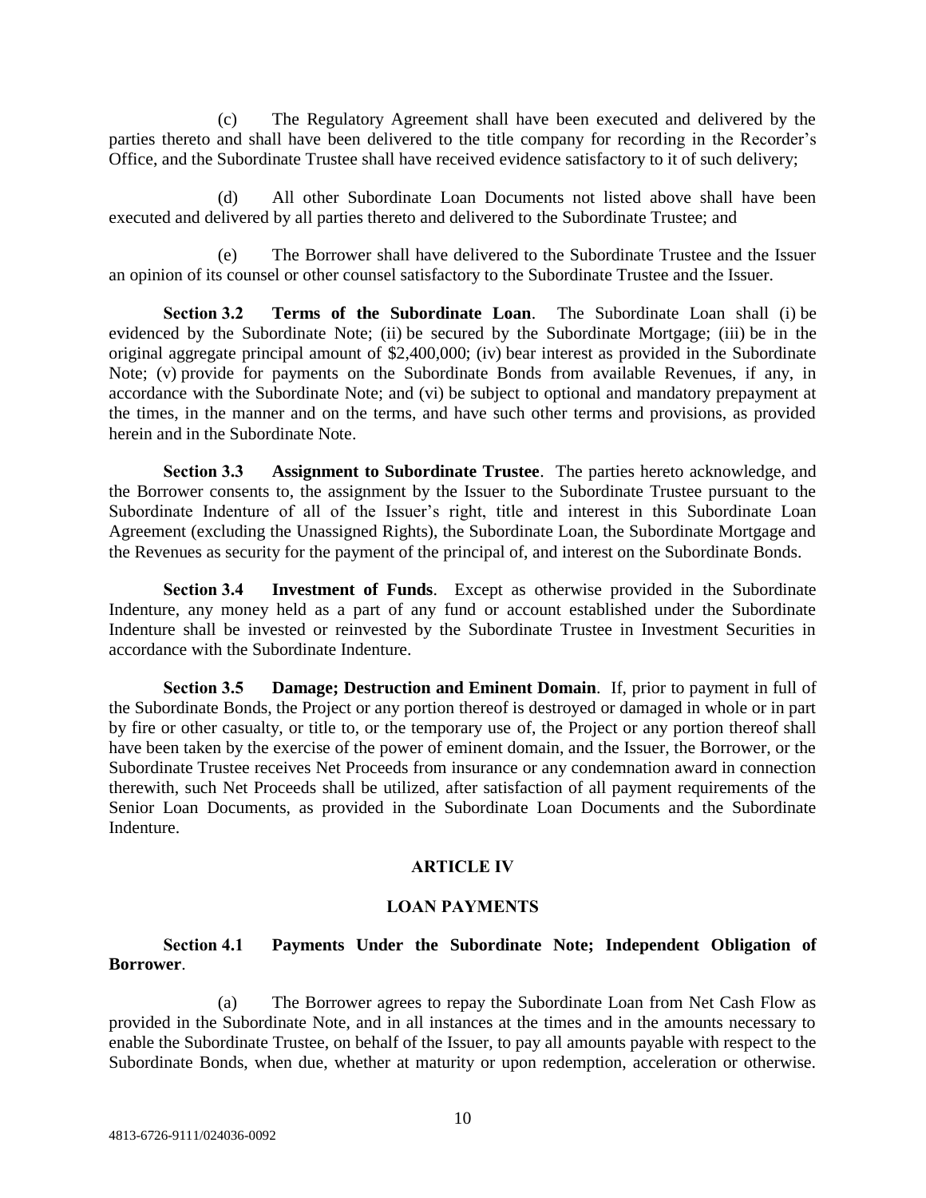(c) The Regulatory Agreement shall have been executed and delivered by the parties thereto and shall have been delivered to the title company for recording in the Recorder's Office, and the Subordinate Trustee shall have received evidence satisfactory to it of such delivery;

(d) All other Subordinate Loan Documents not listed above shall have been executed and delivered by all parties thereto and delivered to the Subordinate Trustee; and

(e) The Borrower shall have delivered to the Subordinate Trustee and the Issuer an opinion of its counsel or other counsel satisfactory to the Subordinate Trustee and the Issuer.

**Section 3.2 Terms of the Subordinate Loan**. The Subordinate Loan shall (i) be evidenced by the Subordinate Note; (ii) be secured by the Subordinate Mortgage; (iii) be in the original aggregate principal amount of $2,400,000; (iv) bear interest as provided in the Subordinate Note; (v) provide for payments on the Subordinate Bonds from available Revenues, if any, in accordance with the Subordinate Note; and (vi) be subject to optional and mandatory prepayment at the times, in the manner and on the terms, and have such other terms and provisions, as provided herein and in the Subordinate Note.

**Section 3.3 Assignment to Subordinate Trustee**. The parties hereto acknowledge, and the Borrower consents to, the assignment by the Issuer to the Subordinate Trustee pursuant to the Subordinate Indenture of all of the Issuer's right, title and interest in this Subordinate Loan Agreement (excluding the Unassigned Rights), the Subordinate Loan, the Subordinate Mortgage and the Revenues as security for the payment of the principal of, and interest on the Subordinate Bonds.

**Section 3.4 Investment of Funds**. Except as otherwise provided in the Subordinate Indenture, any money held as a part of any fund or account established under the Subordinate Indenture shall be invested or reinvested by the Subordinate Trustee in Investment Securities in accordance with the Subordinate Indenture.

**Section 3.5 Damage; Destruction and Eminent Domain**. If, prior to payment in full of the Subordinate Bonds, the Project or any portion thereof is destroyed or damaged in whole or in part by fire or other casualty, or title to, or the temporary use of, the Project or any portion thereof shall have been taken by the exercise of the power of eminent domain, and the Issuer, the Borrower, or the Subordinate Trustee receives Net Proceeds from insurance or any condemnation award in connection therewith, such Net Proceeds shall be utilized, after satisfaction of all payment requirements of the Senior Loan Documents, as provided in the Subordinate Loan Documents and the Subordinate Indenture.

## ARTICLE IV

## LOAN PAYMENTS

**Section 4.1 Payments Under the Subordinate Note; Independent Obligation of Borrower**.

(a) The Borrower agrees to repay the Subordinate Loan from Net Cash Flow as provided in the Subordinate Note, and in all instances at the times and in the amounts necessary to enable the Subordinate Trustee, on behalf of the Issuer, to pay all amounts payable with respect to the Subordinate Bonds, when due, whether at maturity or upon redemption, acceleration or otherwise.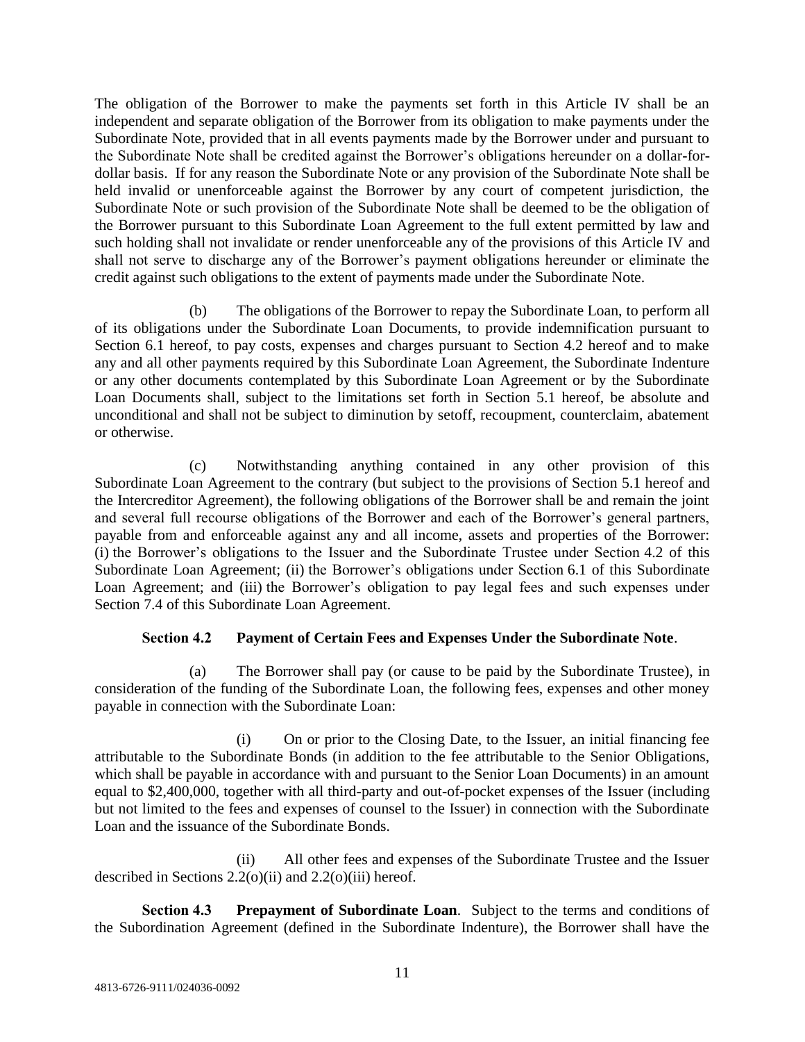The obligation of the Borrower to make the payments set forth in this Article IV shall be an independent and separate obligation of the Borrower from its obligation to make payments under the Subordinate Note, provided that in all events payments made by the Borrower under and pursuant to the Subordinate Note shall be credited against the Borrower's obligations hereunder on a dollar-for-dollar basis. If for any reason the Subordinate Note or any provision of the Subordinate Note shall be held invalid or unenforceable against the Borrower by any court of competent jurisdiction, the Subordinate Note or such provision of the Subordinate Note shall be deemed to be the obligation of the Borrower pursuant to this Subordinate Loan Agreement to the full extent permitted by law and such holding shall not invalidate or render unenforceable any of the provisions of this Article IV and shall not serve to discharge any of the Borrower's payment obligations hereunder or eliminate the credit against such obligations to the extent of payments made under the Subordinate Note.

(b) The obligations of the Borrower to repay the Subordinate Loan, to perform all of its obligations under the Subordinate Loan Documents, to provide indemnification pursuant to Section 6.1 hereof, to pay costs, expenses and charges pursuant to Section 4.2 hereof and to make any and all other payments required by this Subordinate Loan Agreement, the Subordinate Indenture or any other documents contemplated by this Subordinate Loan Agreement or by the Subordinate Loan Documents shall, subject to the limitations set forth in Section 5.1 hereof, be absolute and unconditional and shall not be subject to diminution by setoff, recoupment, counterclaim, abatement or otherwise.

(c) Notwithstanding anything contained in any other provision of this Subordinate Loan Agreement to the contrary (but subject to the provisions of Section 5.1 hereof and the Intercreditor Agreement), the following obligations of the Borrower shall be and remain the joint and several full recourse obligations of the Borrower and each of the Borrower's general partners, payable from and enforceable against any and all income, assets and properties of the Borrower: (i) the Borrower's obligations to the Issuer and the Subordinate Trustee under Section 4.2 of this Subordinate Loan Agreement; (ii) the Borrower's obligations under Section 6.1 of this Subordinate Loan Agreement; and (iii) the Borrower's obligation to pay legal fees and such expenses under Section 7.4 of this Subordinate Loan Agreement.

**Section 4.2 Payment of Certain Fees and Expenses Under the Subordinate Note**.

(a) The Borrower shall pay (or cause to be paid by the Subordinate Trustee), in consideration of the funding of the Subordinate Loan, the following fees, expenses and other money payable in connection with the Subordinate Loan:

(i) On or prior to the Closing Date, to the Issuer, an initial financing fee attributable to the Subordinate Bonds (in addition to the fee attributable to the Senior Obligations, which shall be payable in accordance with and pursuant to the Senior Loan Documents) in an amount equal to $2,400,000, together with all third-party and out-of-pocket expenses of the Issuer (including but not limited to the fees and expenses of counsel to the Issuer) in connection with the Subordinate Loan and the issuance of the Subordinate Bonds.

(ii) All other fees and expenses of the Subordinate Trustee and the Issuer described in Sections 2.2(o)(ii) and 2.2(o)(iii) hereof.

**Section 4.3 Prepayment of Subordinate Loan**. Subject to the terms and conditions of the Subordination Agreement (defined in the Subordinate Indenture), the Borrower shall have the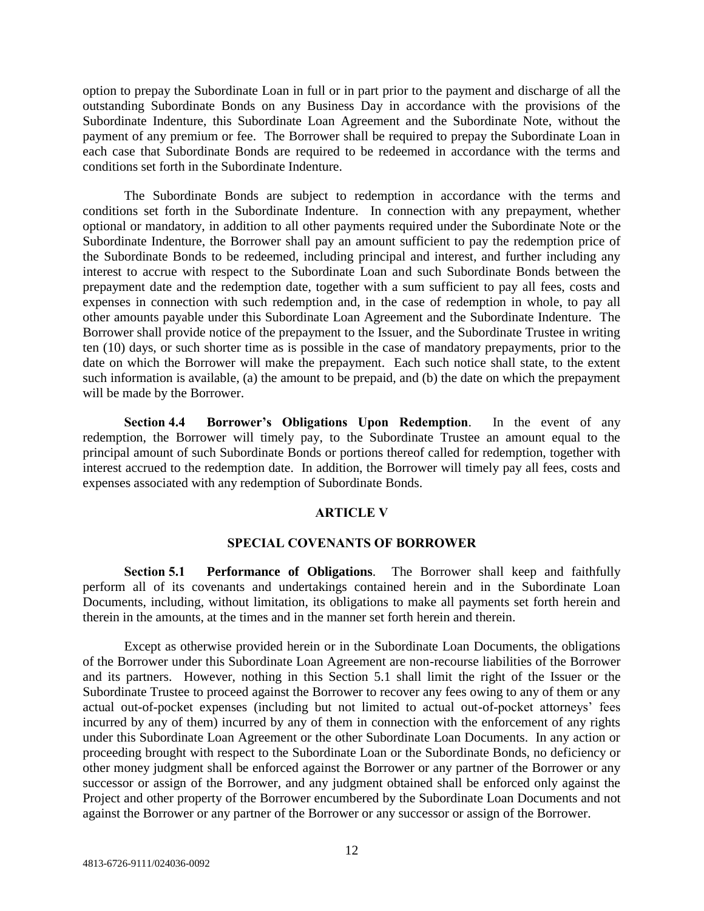option to prepay the Subordinate Loan in full or in part prior to the payment and discharge of all the outstanding Subordinate Bonds on any Business Day in accordance with the provisions of the Subordinate Indenture, this Subordinate Loan Agreement and the Subordinate Note, without the payment of any premium or fee. The Borrower shall be required to prepay the Subordinate Loan in each case that Subordinate Bonds are required to be redeemed in accordance with the terms and conditions set forth in the Subordinate Indenture.

The Subordinate Bonds are subject to redemption in accordance with the terms and conditions set forth in the Subordinate Indenture. In connection with any prepayment, whether optional or mandatory, in addition to all other payments required under the Subordinate Note or the Subordinate Indenture, the Borrower shall pay an amount sufficient to pay the redemption price of the Subordinate Bonds to be redeemed, including principal and interest, and further including any interest to accrue with respect to the Subordinate Loan and such Subordinate Bonds between the prepayment date and the redemption date, together with a sum sufficient to pay all fees, costs and expenses in connection with such redemption and, in the case of redemption in whole, to pay all other amounts payable under this Subordinate Loan Agreement and the Subordinate Indenture. The Borrower shall provide notice of the prepayment to the Issuer, and the Subordinate Trustee in writing ten (10) days, or such shorter time as is possible in the case of mandatory prepayments, prior to the date on which the Borrower will make the prepayment. Each such notice shall state, to the extent such information is available, (a) the amount to be prepaid, and (b) the date on which the prepayment will be made by the Borrower.

**Section 4.4 Borrower's Obligations Upon Redemption**. In the event of any redemption, the Borrower will timely pay, to the Subordinate Trustee an amount equal to the principal amount of such Subordinate Bonds or portions thereof called for redemption, together with interest accrued to the redemption date. In addition, the Borrower will timely pay all fees, costs and expenses associated with any redemption of Subordinate Bonds.

## ARTICLE V

## SPECIAL COVENANTS OF BORROWER

**Section 5.1 Performance of Obligations**. The Borrower shall keep and faithfully perform all of its covenants and undertakings contained herein and in the Subordinate Loan Documents, including, without limitation, its obligations to make all payments set forth herein and therein in the amounts, at the times and in the manner set forth herein and therein.

Except as otherwise provided herein or in the Subordinate Loan Documents, the obligations of the Borrower under this Subordinate Loan Agreement are non-recourse liabilities of the Borrower and its partners. However, nothing in this Section 5.1 shall limit the right of the Issuer or the Subordinate Trustee to proceed against the Borrower to recover any fees owing to any of them or any actual out-of-pocket expenses (including but not limited to actual out-of-pocket attorneys' fees incurred by any of them) incurred by any of them in connection with the enforcement of any rights under this Subordinate Loan Agreement or the other Subordinate Loan Documents. In any action or proceeding brought with respect to the Subordinate Loan or the Subordinate Bonds, no deficiency or other money judgment shall be enforced against the Borrower or any partner of the Borrower or any successor or assign of the Borrower, and any judgment obtained shall be enforced only against the Project and other property of the Borrower encumbered by the Subordinate Loan Documents and not against the Borrower or any partner of the Borrower or any successor or assign of the Borrower.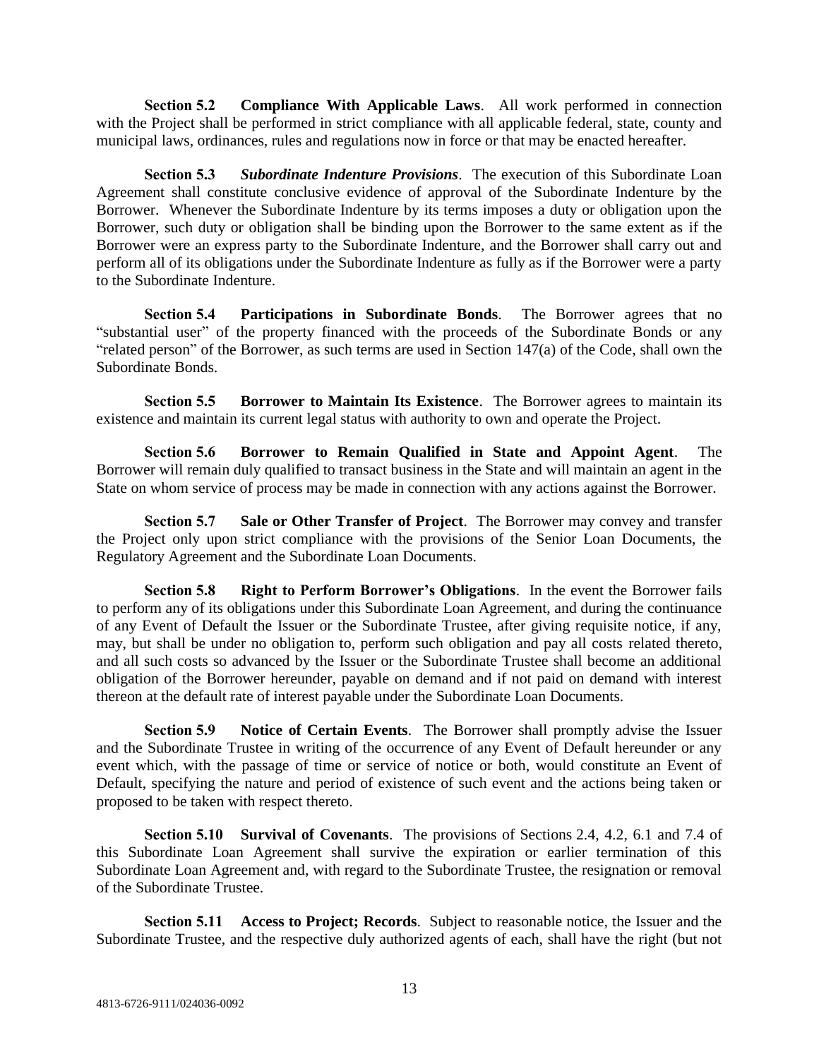**Section 5.2 Compliance With Applicable Laws**. All work performed in connection with the Project shall be performed in strict compliance with all applicable federal, state, county and municipal laws, ordinances, rules and regulations now in force or that may be enacted hereafter.

**Section 5.3 *Subordinate Indenture Provisions***. The execution of this Subordinate Loan Agreement shall constitute conclusive evidence of approval of the Subordinate Indenture by the Borrower. Whenever the Subordinate Indenture by its terms imposes a duty or obligation upon the Borrower, such duty or obligation shall be binding upon the Borrower to the same extent as if the Borrower were an express party to the Subordinate Indenture, and the Borrower shall carry out and perform all of its obligations under the Subordinate Indenture as fully as if the Borrower were a party to the Subordinate Indenture.

**Section 5.4 Participations in Subordinate Bonds**. The Borrower agrees that no "substantial user" of the property financed with the proceeds of the Subordinate Bonds or any "related person" of the Borrower, as such terms are used in Section 147(a) of the Code, shall own the Subordinate Bonds.

**Section 5.5 Borrower to Maintain Its Existence**. The Borrower agrees to maintain its existence and maintain its current legal status with authority to own and operate the Project.

**Section 5.6 Borrower to Remain Qualified in State and Appoint Agent**. The Borrower will remain duly qualified to transact business in the State and will maintain an agent in the State on whom service of process may be made in connection with any actions against the Borrower.

**Section 5.7 Sale or Other Transfer of Project**. The Borrower may convey and transfer the Project only upon strict compliance with the provisions of the Senior Loan Documents, the Regulatory Agreement and the Subordinate Loan Documents.

**Section 5.8 Right to Perform Borrower's Obligations**. In the event the Borrower fails to perform any of its obligations under this Subordinate Loan Agreement, and during the continuance of any Event of Default the Issuer or the Subordinate Trustee, after giving requisite notice, if any, may, but shall be under no obligation to, perform such obligation and pay all costs related thereto, and all such costs so advanced by the Issuer or the Subordinate Trustee shall become an additional obligation of the Borrower hereunder, payable on demand and if not paid on demand with interest thereon at the default rate of interest payable under the Subordinate Loan Documents.

**Section 5.9 Notice of Certain Events**. The Borrower shall promptly advise the Issuer and the Subordinate Trustee in writing of the occurrence of any Event of Default hereunder or any event which, with the passage of time or service of notice or both, would constitute an Event of Default, specifying the nature and period of existence of such event and the actions being taken or proposed to be taken with respect thereto.

**Section 5.10 Survival of Covenants**. The provisions of Sections 2.4, 4.2, 6.1 and 7.4 of this Subordinate Loan Agreement shall survive the expiration or earlier termination of this Subordinate Loan Agreement and, with regard to the Subordinate Trustee, the resignation or removal of the Subordinate Trustee.

**Section 5.11 Access to Project; Records**. Subject to reasonable notice, the Issuer and the Subordinate Trustee, and the respective duly authorized agents of each, shall have the right (but not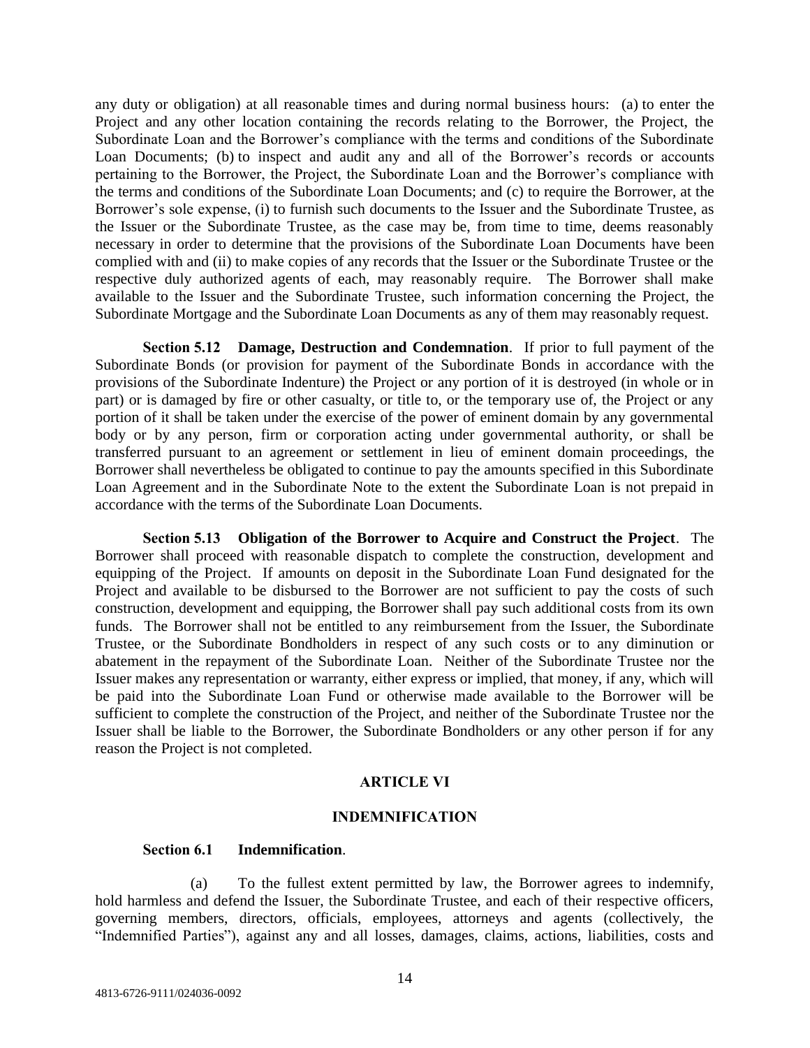any duty or obligation) at all reasonable times and during normal business hours: (a) to enter the Project and any other location containing the records relating to the Borrower, the Project, the Subordinate Loan and the Borrower's compliance with the terms and conditions of the Subordinate Loan Documents; (b) to inspect and audit any and all of the Borrower's records or accounts pertaining to the Borrower, the Project, the Subordinate Loan and the Borrower's compliance with the terms and conditions of the Subordinate Loan Documents; and (c) to require the Borrower, at the Borrower's sole expense, (i) to furnish such documents to the Issuer and the Subordinate Trustee, as the Issuer or the Subordinate Trustee, as the case may be, from time to time, deems reasonably necessary in order to determine that the provisions of the Subordinate Loan Documents have been complied with and (ii) to make copies of any records that the Issuer or the Subordinate Trustee or the respective duly authorized agents of each, may reasonably require. The Borrower shall make available to the Issuer and the Subordinate Trustee, such information concerning the Project, the Subordinate Mortgage and the Subordinate Loan Documents as any of them may reasonably request.

**Section 5.12 Damage, Destruction and Condemnation**. If prior to full payment of the Subordinate Bonds (or provision for payment of the Subordinate Bonds in accordance with the provisions of the Subordinate Indenture) the Project or any portion of it is destroyed (in whole or in part) or is damaged by fire or other casualty, or title to, or the temporary use of, the Project or any portion of it shall be taken under the exercise of the power of eminent domain by any governmental body or by any person, firm or corporation acting under governmental authority, or shall be transferred pursuant to an agreement or settlement in lieu of eminent domain proceedings, the Borrower shall nevertheless be obligated to continue to pay the amounts specified in this Subordinate Loan Agreement and in the Subordinate Note to the extent the Subordinate Loan is not prepaid in accordance with the terms of the Subordinate Loan Documents.

**Section 5.13 Obligation of the Borrower to Acquire and Construct the Project**. The Borrower shall proceed with reasonable dispatch to complete the construction, development and equipping of the Project. If amounts on deposit in the Subordinate Loan Fund designated for the Project and available to be disbursed to the Borrower are not sufficient to pay the costs of such construction, development and equipping, the Borrower shall pay such additional costs from its own funds. The Borrower shall not be entitled to any reimbursement from the Issuer, the Subordinate Trustee, or the Subordinate Bondholders in respect of any such costs or to any diminution or abatement in the repayment of the Subordinate Loan. Neither of the Subordinate Trustee nor the Issuer makes any representation or warranty, either express or implied, that money, if any, which will be paid into the Subordinate Loan Fund or otherwise made available to the Borrower will be sufficient to complete the construction of the Project, and neither of the Subordinate Trustee nor the Issuer shall be liable to the Borrower, the Subordinate Bondholders or any other person if for any reason the Project is not completed.

## ARTICLE VI

## INDEMNIFICATION

**Section 6.1 Indemnification**.

(a) To the fullest extent permitted by law, the Borrower agrees to indemnify, hold harmless and defend the Issuer, the Subordinate Trustee, and each of their respective officers, governing members, directors, officials, employees, attorneys and agents (collectively, the "Indemnified Parties"), against any and all losses, damages, claims, actions, liabilities, costs and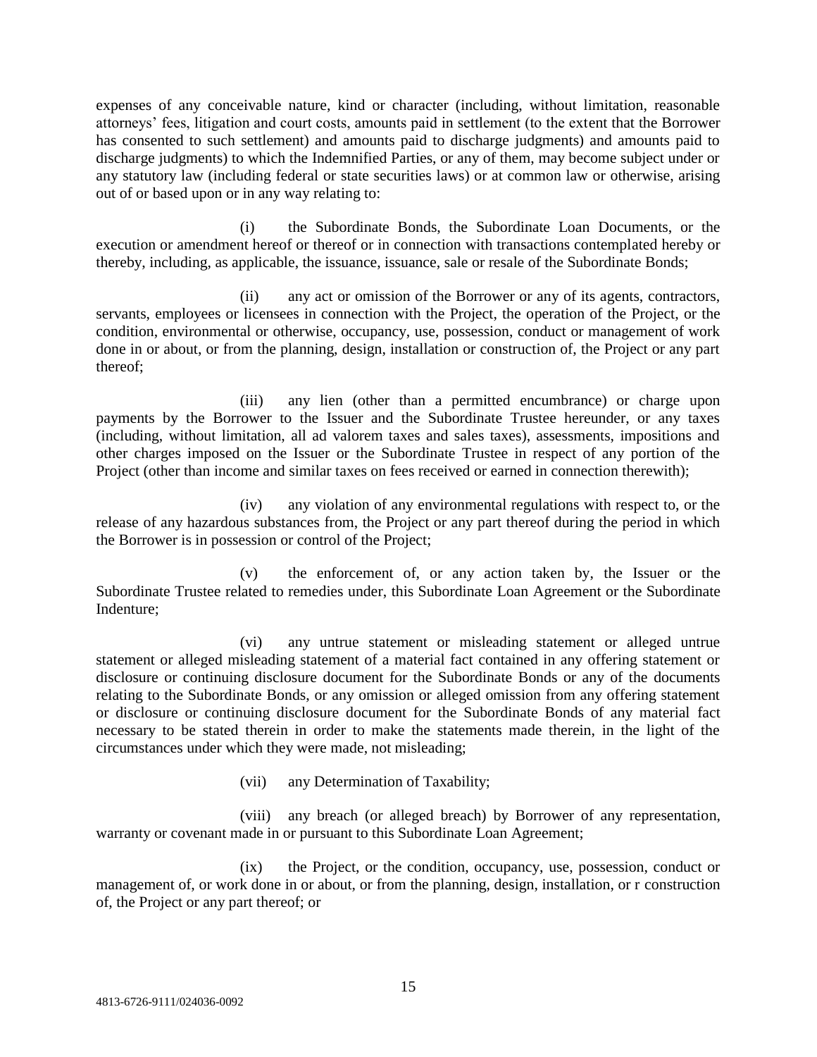expenses of any conceivable nature, kind or character (including, without limitation, reasonable attorneys' fees, litigation and court costs, amounts paid in settlement (to the extent that the Borrower has consented to such settlement) and amounts paid to discharge judgments) and amounts paid to discharge judgments) to which the Indemnified Parties, or any of them, may become subject under or any statutory law (including federal or state securities laws) or at common law or otherwise, arising out of or based upon or in any way relating to:

(i) the Subordinate Bonds, the Subordinate Loan Documents, or the execution or amendment hereof or thereof or in connection with transactions contemplated hereby or thereby, including, as applicable, the issuance, issuance, sale or resale of the Subordinate Bonds;

(ii) any act or omission of the Borrower or any of its agents, contractors, servants, employees or licensees in connection with the Project, the operation of the Project, or the condition, environmental or otherwise, occupancy, use, possession, conduct or management of work done in or about, or from the planning, design, installation or construction of, the Project or any part thereof;

(iii) any lien (other than a permitted encumbrance) or charge upon payments by the Borrower to the Issuer and the Subordinate Trustee hereunder, or any taxes (including, without limitation, all ad valorem taxes and sales taxes), assessments, impositions and other charges imposed on the Issuer or the Subordinate Trustee in respect of any portion of the Project (other than income and similar taxes on fees received or earned in connection therewith);

(iv) any violation of any environmental regulations with respect to, or the release of any hazardous substances from, the Project or any part thereof during the period in which the Borrower is in possession or control of the Project;

(v) the enforcement of, or any action taken by, the Issuer or the Subordinate Trustee related to remedies under, this Subordinate Loan Agreement or the Subordinate Indenture;

(vi) any untrue statement or misleading statement or alleged untrue statement or alleged misleading statement of a material fact contained in any offering statement or disclosure or continuing disclosure document for the Subordinate Bonds or any of the documents relating to the Subordinate Bonds, or any omission or alleged omission from any offering statement or disclosure or continuing disclosure document for the Subordinate Bonds of any material fact necessary to be stated therein in order to make the statements made therein, in the light of the circumstances under which they were made, not misleading;

(vii) any Determination of Taxability;

(viii) any breach (or alleged breach) by Borrower of any representation, warranty or covenant made in or pursuant to this Subordinate Loan Agreement;

(ix) the Project, or the condition, occupancy, use, possession, conduct or management of, or work done in or about, or from the planning, design, installation, or r construction of, the Project or any part thereof; or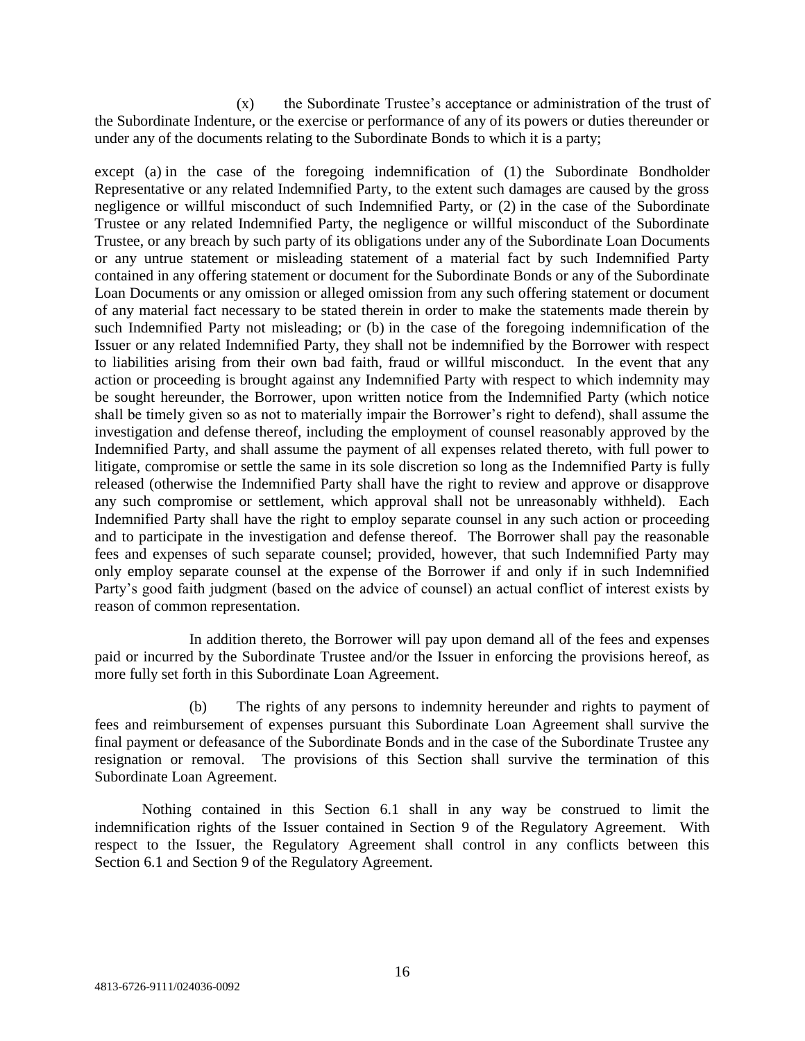(x) the Subordinate Trustee's acceptance or administration of the trust of the Subordinate Indenture, or the exercise or performance of any of its powers or duties thereunder or under any of the documents relating to the Subordinate Bonds to which it is a party;

except (a) in the case of the foregoing indemnification of (1) the Subordinate Bondholder Representative or any related Indemnified Party, to the extent such damages are caused by the gross negligence or willful misconduct of such Indemnified Party, or (2) in the case of the Subordinate Trustee or any related Indemnified Party, the negligence or willful misconduct of the Subordinate Trustee, or any breach by such party of its obligations under any of the Subordinate Loan Documents or any untrue statement or misleading statement of a material fact by such Indemnified Party contained in any offering statement or document for the Subordinate Bonds or any of the Subordinate Loan Documents or any omission or alleged omission from any such offering statement or document of any material fact necessary to be stated therein in order to make the statements made therein by such Indemnified Party not misleading; or (b) in the case of the foregoing indemnification of the Issuer or any related Indemnified Party, they shall not be indemnified by the Borrower with respect to liabilities arising from their own bad faith, fraud or willful misconduct. In the event that any action or proceeding is brought against any Indemnified Party with respect to which indemnity may be sought hereunder, the Borrower, upon written notice from the Indemnified Party (which notice shall be timely given so as not to materially impair the Borrower's right to defend), shall assume the investigation and defense thereof, including the employment of counsel reasonably approved by the Indemnified Party, and shall assume the payment of all expenses related thereto, with full power to litigate, compromise or settle the same in its sole discretion so long as the Indemnified Party is fully released (otherwise the Indemnified Party shall have the right to review and approve or disapprove any such compromise or settlement, which approval shall not be unreasonably withheld). Each Indemnified Party shall have the right to employ separate counsel in any such action or proceeding and to participate in the investigation and defense thereof. The Borrower shall pay the reasonable fees and expenses of such separate counsel; provided, however, that such Indemnified Party may only employ separate counsel at the expense of the Borrower if and only if in such Indemnified Party's good faith judgment (based on the advice of counsel) an actual conflict of interest exists by reason of common representation.

In addition thereto, the Borrower will pay upon demand all of the fees and expenses paid or incurred by the Subordinate Trustee and/or the Issuer in enforcing the provisions hereof, as more fully set forth in this Subordinate Loan Agreement.

(b) The rights of any persons to indemnity hereunder and rights to payment of fees and reimbursement of expenses pursuant this Subordinate Loan Agreement shall survive the final payment or defeasance of the Subordinate Bonds and in the case of the Subordinate Trustee any resignation or removal. The provisions of this Section shall survive the termination of this Subordinate Loan Agreement.

Nothing contained in this Section 6.1 shall in any way be construed to limit the indemnification rights of the Issuer contained in Section 9 of the Regulatory Agreement. With respect to the Issuer, the Regulatory Agreement shall control in any conflicts between this Section 6.1 and Section 9 of the Regulatory Agreement.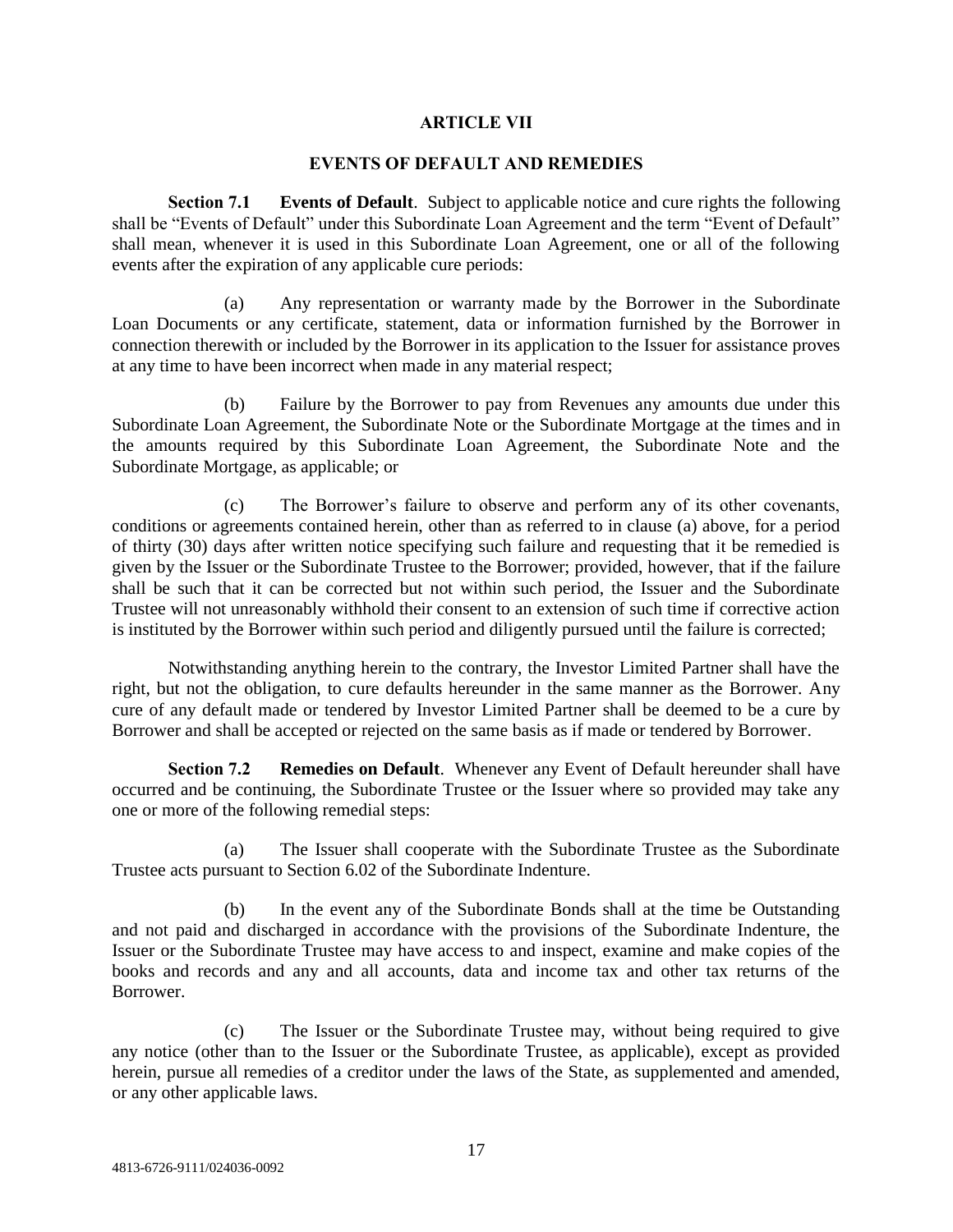# ARTICLE VII

## EVENTS OF DEFAULT AND REMEDIES

**Section 7.1 Events of Default**. Subject to applicable notice and cure rights the following shall be "Events of Default" under this Subordinate Loan Agreement and the term "Event of Default" shall mean, whenever it is used in this Subordinate Loan Agreement, one or all of the following events after the expiration of any applicable cure periods:

(a) Any representation or warranty made by the Borrower in the Subordinate Loan Documents or any certificate, statement, data or information furnished by the Borrower in connection therewith or included by the Borrower in its application to the Issuer for assistance proves at any time to have been incorrect when made in any material respect;

(b) Failure by the Borrower to pay from Revenues any amounts due under this Subordinate Loan Agreement, the Subordinate Note or the Subordinate Mortgage at the times and in the amounts required by this Subordinate Loan Agreement, the Subordinate Note and the Subordinate Mortgage, as applicable; or

(c) The Borrower's failure to observe and perform any of its other covenants, conditions or agreements contained herein, other than as referred to in clause (a) above, for a period of thirty (30) days after written notice specifying such failure and requesting that it be remedied is given by the Issuer or the Subordinate Trustee to the Borrower; provided, however, that if the failure shall be such that it can be corrected but not within such period, the Issuer and the Subordinate Trustee will not unreasonably withhold their consent to an extension of such time if corrective action is instituted by the Borrower within such period and diligently pursued until the failure is corrected;

Notwithstanding anything herein to the contrary, the Investor Limited Partner shall have the right, but not the obligation, to cure defaults hereunder in the same manner as the Borrower. Any cure of any default made or tendered by Investor Limited Partner shall be deemed to be a cure by Borrower and shall be accepted or rejected on the same basis as if made or tendered by Borrower.

**Section 7.2 Remedies on Default**. Whenever any Event of Default hereunder shall have occurred and be continuing, the Subordinate Trustee or the Issuer where so provided may take any one or more of the following remedial steps:

(a) The Issuer shall cooperate with the Subordinate Trustee as the Subordinate Trustee acts pursuant to Section 6.02 of the Subordinate Indenture.

(b) In the event any of the Subordinate Bonds shall at the time be Outstanding and not paid and discharged in accordance with the provisions of the Subordinate Indenture, the Issuer or the Subordinate Trustee may have access to and inspect, examine and make copies of the books and records and any and all accounts, data and income tax and other tax returns of the Borrower.

(c) The Issuer or the Subordinate Trustee may, without being required to give any notice (other than to the Issuer or the Subordinate Trustee, as applicable), except as provided herein, pursue all remedies of a creditor under the laws of the State, as supplemented and amended, or any other applicable laws.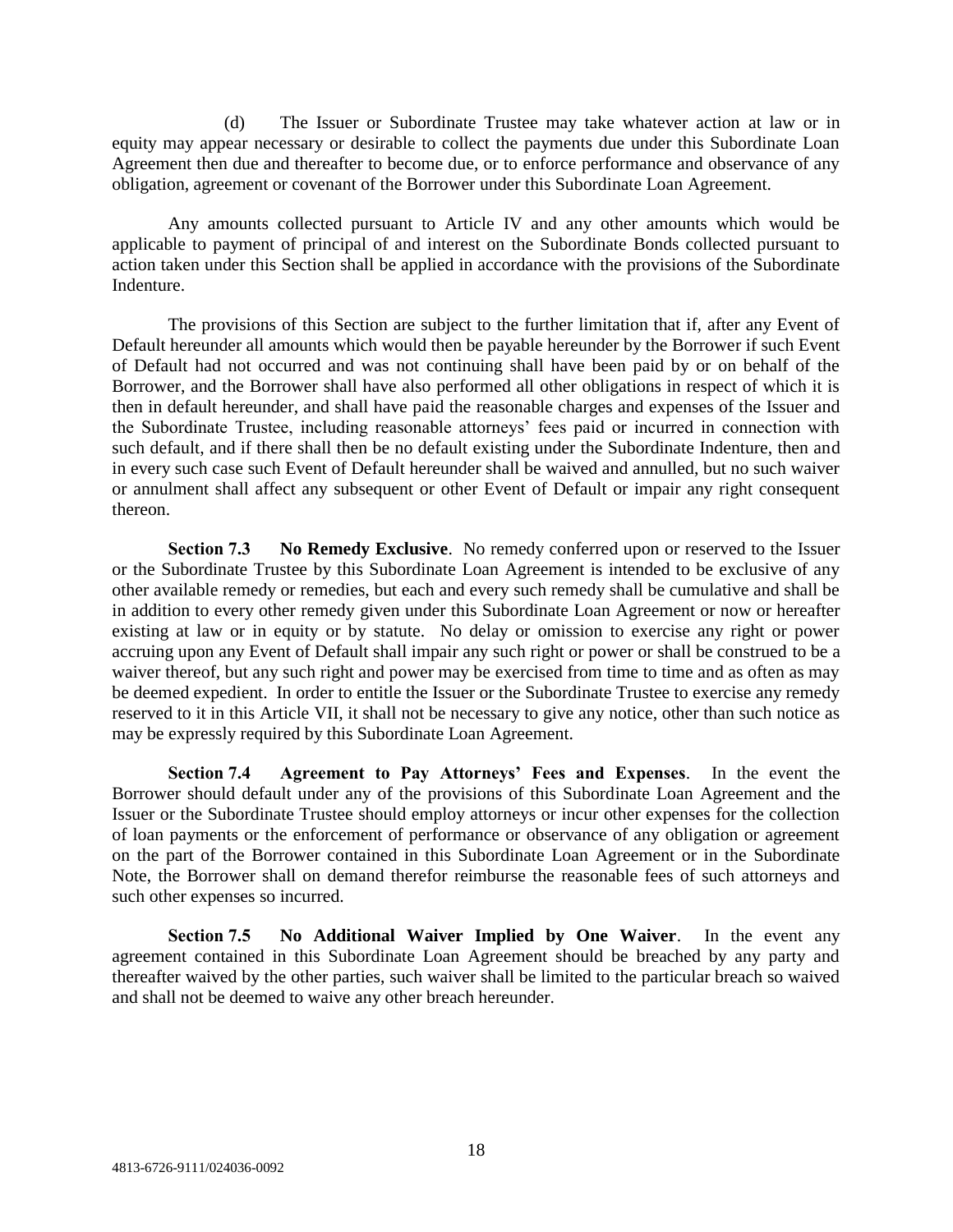(d) The Issuer or Subordinate Trustee may take whatever action at law or in equity may appear necessary or desirable to collect the payments due under this Subordinate Loan Agreement then due and thereafter to become due, or to enforce performance and observance of any obligation, agreement or covenant of the Borrower under this Subordinate Loan Agreement.

Any amounts collected pursuant to Article IV and any other amounts which would be applicable to payment of principal of and interest on the Subordinate Bonds collected pursuant to action taken under this Section shall be applied in accordance with the provisions of the Subordinate Indenture.

The provisions of this Section are subject to the further limitation that if, after any Event of Default hereunder all amounts which would then be payable hereunder by the Borrower if such Event of Default had not occurred and was not continuing shall have been paid by or on behalf of the Borrower, and the Borrower shall have also performed all other obligations in respect of which it is then in default hereunder, and shall have paid the reasonable charges and expenses of the Issuer and the Subordinate Trustee, including reasonable attorneys' fees paid or incurred in connection with such default, and if there shall then be no default existing under the Subordinate Indenture, then and in every such case such Event of Default hereunder shall be waived and annulled, but no such waiver or annulment shall affect any subsequent or other Event of Default or impair any right consequent thereon.

**Section 7.3 No Remedy Exclusive**. No remedy conferred upon or reserved to the Issuer or the Subordinate Trustee by this Subordinate Loan Agreement is intended to be exclusive of any other available remedy or remedies, but each and every such remedy shall be cumulative and shall be in addition to every other remedy given under this Subordinate Loan Agreement or now or hereafter existing at law or in equity or by statute. No delay or omission to exercise any right or power accruing upon any Event of Default shall impair any such right or power or shall be construed to be a waiver thereof, but any such right and power may be exercised from time to time and as often as may be deemed expedient. In order to entitle the Issuer or the Subordinate Trustee to exercise any remedy reserved to it in this Article VII, it shall not be necessary to give any notice, other than such notice as may be expressly required by this Subordinate Loan Agreement.

**Section 7.4 Agreement to Pay Attorneys' Fees and Expenses**. In the event the Borrower should default under any of the provisions of this Subordinate Loan Agreement and the Issuer or the Subordinate Trustee should employ attorneys or incur other expenses for the collection of loan payments or the enforcement of performance or observance of any obligation or agreement on the part of the Borrower contained in this Subordinate Loan Agreement or in the Subordinate Note, the Borrower shall on demand therefor reimburse the reasonable fees of such attorneys and such other expenses so incurred.

**Section 7.5 No Additional Waiver Implied by One Waiver**. In the event any agreement contained in this Subordinate Loan Agreement should be breached by any party and thereafter waived by the other parties, such waiver shall be limited to the particular breach so waived and shall not be deemed to waive any other breach hereunder.

4813-6726-9111/024036-0092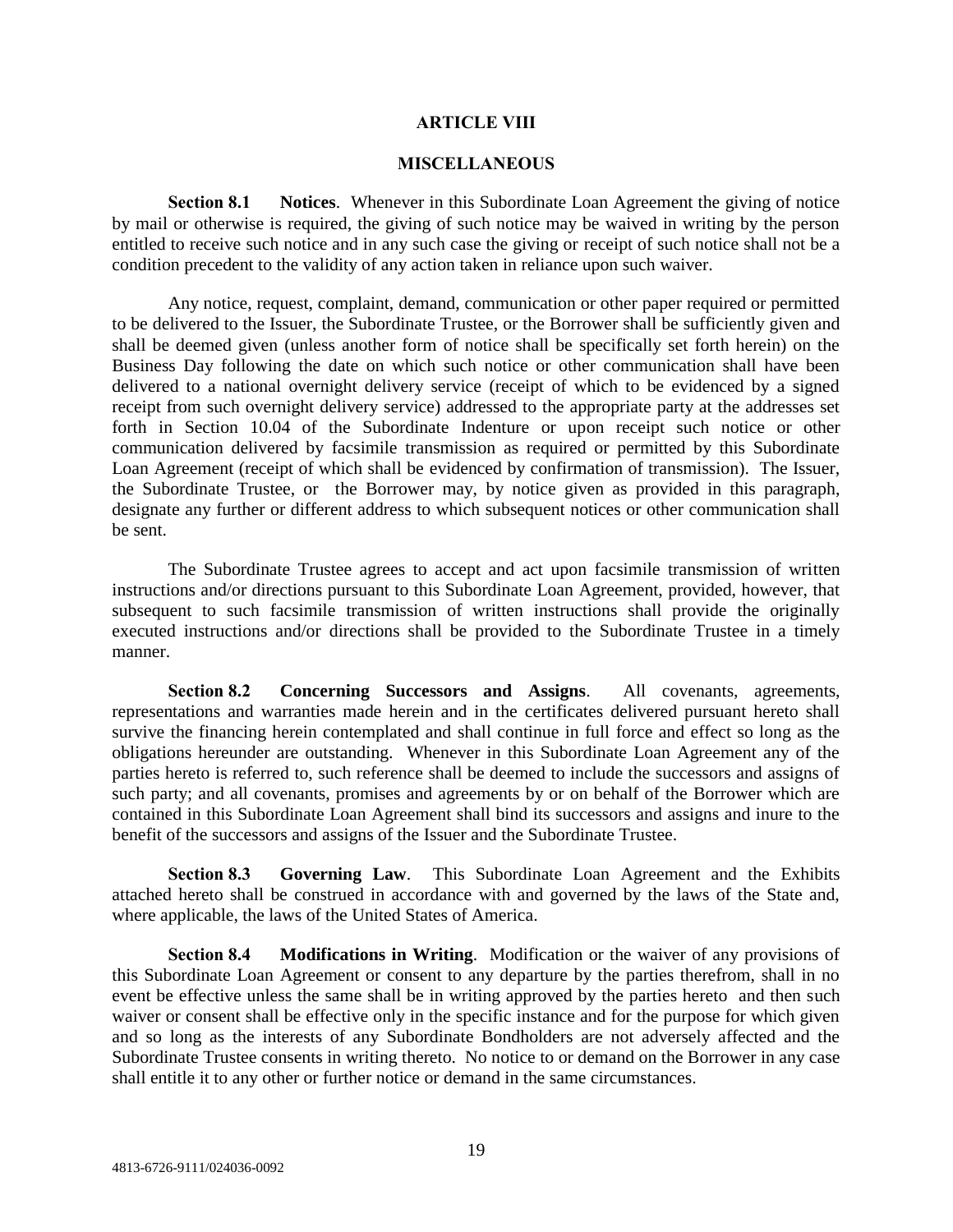# ARTICLE VIII

## MISCELLANEOUS

**Section 8.1 Notices**. Whenever in this Subordinate Loan Agreement the giving of notice by mail or otherwise is required, the giving of such notice may be waived in writing by the person entitled to receive such notice and in any such case the giving or receipt of such notice shall not be a condition precedent to the validity of any action taken in reliance upon such waiver.

Any notice, request, complaint, demand, communication or other paper required or permitted to be delivered to the Issuer, the Subordinate Trustee, or the Borrower shall be sufficiently given and shall be deemed given (unless another form of notice shall be specifically set forth herein) on the Business Day following the date on which such notice or other communication shall have been delivered to a national overnight delivery service (receipt of which to be evidenced by a signed receipt from such overnight delivery service) addressed to the appropriate party at the addresses set forth in Section 10.04 of the Subordinate Indenture or upon receipt such notice or other communication delivered by facsimile transmission as required or permitted by this Subordinate Loan Agreement (receipt of which shall be evidenced by confirmation of transmission). The Issuer, the Subordinate Trustee, or the Borrower may, by notice given as provided in this paragraph, designate any further or different address to which subsequent notices or other communication shall be sent.

The Subordinate Trustee agrees to accept and act upon facsimile transmission of written instructions and/or directions pursuant to this Subordinate Loan Agreement, provided, however, that subsequent to such facsimile transmission of written instructions shall provide the originally executed instructions and/or directions shall be provided to the Subordinate Trustee in a timely manner.

**Section 8.2 Concerning Successors and Assigns**. All covenants, agreements, representations and warranties made herein and in the certificates delivered pursuant hereto shall survive the financing herein contemplated and shall continue in full force and effect so long as the obligations hereunder are outstanding. Whenever in this Subordinate Loan Agreement any of the parties hereto is referred to, such reference shall be deemed to include the successors and assigns of such party; and all covenants, promises and agreements by or on behalf of the Borrower which are contained in this Subordinate Loan Agreement shall bind its successors and assigns and inure to the benefit of the successors and assigns of the Issuer and the Subordinate Trustee.

**Section 8.3 Governing Law**. This Subordinate Loan Agreement and the Exhibits attached hereto shall be construed in accordance with and governed by the laws of the State and, where applicable, the laws of the United States of America.

**Section 8.4 Modifications in Writing**. Modification or the waiver of any provisions of this Subordinate Loan Agreement or consent to any departure by the parties therefrom, shall in no event be effective unless the same shall be in writing approved by the parties hereto and then such waiver or consent shall be effective only in the specific instance and for the purpose for which given and so long as the interests of any Subordinate Bondholders are not adversely affected and the Subordinate Trustee consents in writing thereto. No notice to or demand on the Borrower in any case shall entitle it to any other or further notice or demand in the same circumstances.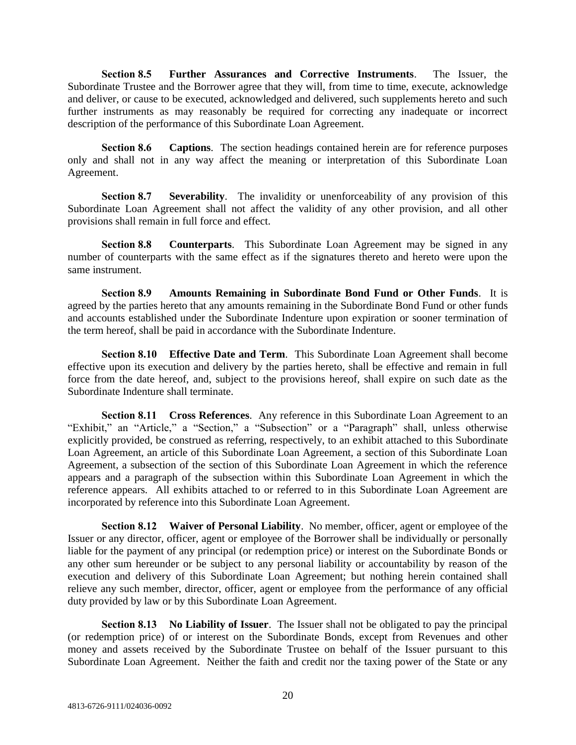**Section 8.5 Further Assurances and Corrective Instruments**. The Issuer, the Subordinate Trustee and the Borrower agree that they will, from time to time, execute, acknowledge and deliver, or cause to be executed, acknowledged and delivered, such supplements hereto and such further instruments as may reasonably be required for correcting any inadequate or incorrect description of the performance of this Subordinate Loan Agreement.

**Section 8.6 Captions**. The section headings contained herein are for reference purposes only and shall not in any way affect the meaning or interpretation of this Subordinate Loan Agreement.

**Section 8.7 Severability**. The invalidity or unenforceability of any provision of this Subordinate Loan Agreement shall not affect the validity of any other provision, and all other provisions shall remain in full force and effect.

**Section 8.8 Counterparts**. This Subordinate Loan Agreement may be signed in any number of counterparts with the same effect as if the signatures thereto and hereto were upon the same instrument.

**Section 8.9 Amounts Remaining in Subordinate Bond Fund or Other Funds**. It is agreed by the parties hereto that any amounts remaining in the Subordinate Bond Fund or other funds and accounts established under the Subordinate Indenture upon expiration or sooner termination of the term hereof, shall be paid in accordance with the Subordinate Indenture.

**Section 8.10 Effective Date and Term**. This Subordinate Loan Agreement shall become effective upon its execution and delivery by the parties hereto, shall be effective and remain in full force from the date hereof, and, subject to the provisions hereof, shall expire on such date as the Subordinate Indenture shall terminate.

**Section 8.11 Cross References**. Any reference in this Subordinate Loan Agreement to an "Exhibit," an "Article," a "Section," a "Subsection" or a "Paragraph" shall, unless otherwise explicitly provided, be construed as referring, respectively, to an exhibit attached to this Subordinate Loan Agreement, an article of this Subordinate Loan Agreement, a section of this Subordinate Loan Agreement, a subsection of the section of this Subordinate Loan Agreement in which the reference appears and a paragraph of the subsection within this Subordinate Loan Agreement in which the reference appears. All exhibits attached to or referred to in this Subordinate Loan Agreement are incorporated by reference into this Subordinate Loan Agreement.

**Section 8.12 Waiver of Personal Liability**. No member, officer, agent or employee of the Issuer or any director, officer, agent or employee of the Borrower shall be individually or personally liable for the payment of any principal (or redemption price) or interest on the Subordinate Bonds or any other sum hereunder or be subject to any personal liability or accountability by reason of the execution and delivery of this Subordinate Loan Agreement; but nothing herein contained shall relieve any such member, director, officer, agent or employee from the performance of any official duty provided by law or by this Subordinate Loan Agreement.

**Section 8.13 No Liability of Issuer**. The Issuer shall not be obligated to pay the principal (or redemption price) of or interest on the Subordinate Bonds, except from Revenues and other money and assets received by the Subordinate Trustee on behalf of the Issuer pursuant to this Subordinate Loan Agreement. Neither the faith and credit nor the taxing power of the State or any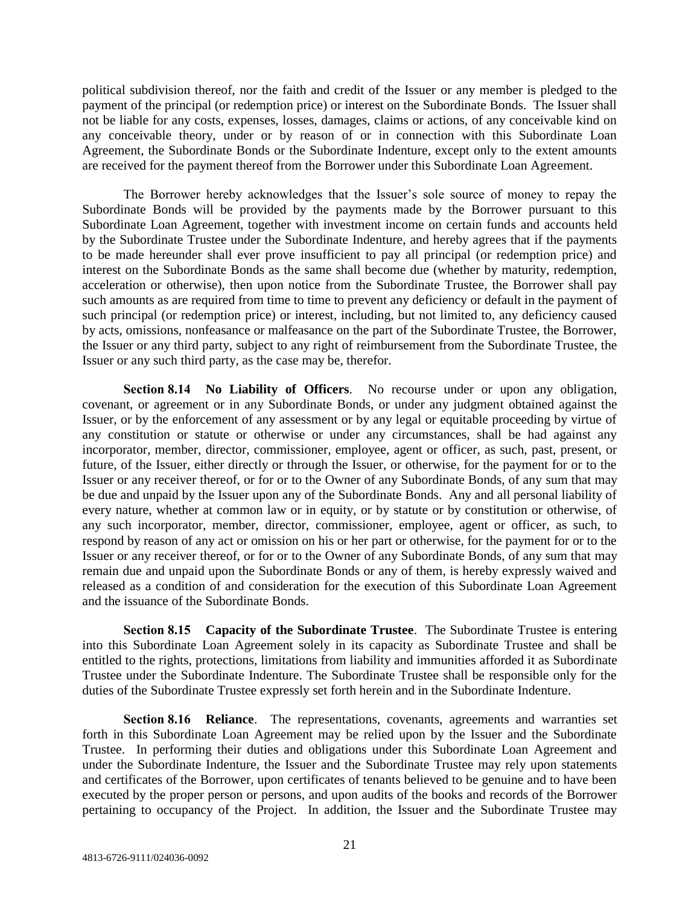political subdivision thereof, nor the faith and credit of the Issuer or any member is pledged to the payment of the principal (or redemption price) or interest on the Subordinate Bonds. The Issuer shall not be liable for any costs, expenses, losses, damages, claims or actions, of any conceivable kind on any conceivable theory, under or by reason of or in connection with this Subordinate Loan Agreement, the Subordinate Bonds or the Subordinate Indenture, except only to the extent amounts are received for the payment thereof from the Borrower under this Subordinate Loan Agreement.

The Borrower hereby acknowledges that the Issuer's sole source of money to repay the Subordinate Bonds will be provided by the payments made by the Borrower pursuant to this Subordinate Loan Agreement, together with investment income on certain funds and accounts held by the Subordinate Trustee under the Subordinate Indenture, and hereby agrees that if the payments to be made hereunder shall ever prove insufficient to pay all principal (or redemption price) and interest on the Subordinate Bonds as the same shall become due (whether by maturity, redemption, acceleration or otherwise), then upon notice from the Subordinate Trustee, the Borrower shall pay such amounts as are required from time to time to prevent any deficiency or default in the payment of such principal (or redemption price) or interest, including, but not limited to, any deficiency caused by acts, omissions, nonfeasance or malfeasance on the part of the Subordinate Trustee, the Borrower, the Issuer or any third party, subject to any right of reimbursement from the Subordinate Trustee, the Issuer or any such third party, as the case may be, therefor.

**Section 8.14 No Liability of Officers**. No recourse under or upon any obligation, covenant, or agreement or in any Subordinate Bonds, or under any judgment obtained against the Issuer, or by the enforcement of any assessment or by any legal or equitable proceeding by virtue of any constitution or statute or otherwise or under any circumstances, shall be had against any incorporator, member, director, commissioner, employee, agent or officer, as such, past, present, or future, of the Issuer, either directly or through the Issuer, or otherwise, for the payment for or to the Issuer or any receiver thereof, or for or to the Owner of any Subordinate Bonds, of any sum that may be due and unpaid by the Issuer upon any of the Subordinate Bonds. Any and all personal liability of every nature, whether at common law or in equity, or by statute or by constitution or otherwise, of any such incorporator, member, director, commissioner, employee, agent or officer, as such, to respond by reason of any act or omission on his or her part or otherwise, for the payment for or to the Issuer or any receiver thereof, or for or to the Owner of any Subordinate Bonds, of any sum that may remain due and unpaid upon the Subordinate Bonds or any of them, is hereby expressly waived and released as a condition of and consideration for the execution of this Subordinate Loan Agreement and the issuance of the Subordinate Bonds.

**Section 8.15 Capacity of the Subordinate Trustee**. The Subordinate Trustee is entering into this Subordinate Loan Agreement solely in its capacity as Subordinate Trustee and shall be entitled to the rights, protections, limitations from liability and immunities afforded it as Subordinate Trustee under the Subordinate Indenture. The Subordinate Trustee shall be responsible only for the duties of the Subordinate Trustee expressly set forth herein and in the Subordinate Indenture.

**Section 8.16 Reliance**. The representations, covenants, agreements and warranties set forth in this Subordinate Loan Agreement may be relied upon by the Issuer and the Subordinate Trustee. In performing their duties and obligations under this Subordinate Loan Agreement and under the Subordinate Indenture, the Issuer and the Subordinate Trustee may rely upon statements and certificates of the Borrower, upon certificates of tenants believed to be genuine and to have been executed by the proper person or persons, and upon audits of the books and records of the Borrower pertaining to occupancy of the Project. In addition, the Issuer and the Subordinate Trustee may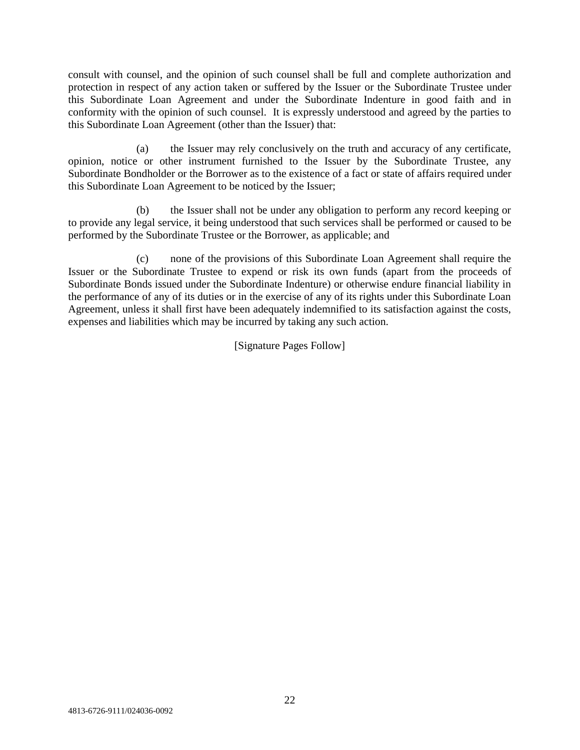consult with counsel, and the opinion of such counsel shall be full and complete authorization and protection in respect of any action taken or suffered by the Issuer or the Subordinate Trustee under this Subordinate Loan Agreement and under the Subordinate Indenture in good faith and in conformity with the opinion of such counsel. It is expressly understood and agreed by the parties to this Subordinate Loan Agreement (other than the Issuer) that:

(a) the Issuer may rely conclusively on the truth and accuracy of any certificate, opinion, notice or other instrument furnished to the Issuer by the Subordinate Trustee, any Subordinate Bondholder or the Borrower as to the existence of a fact or state of affairs required under this Subordinate Loan Agreement to be noticed by the Issuer;

(b) the Issuer shall not be under any obligation to perform any record keeping or to provide any legal service, it being understood that such services shall be performed or caused to be performed by the Subordinate Trustee or the Borrower, as applicable; and

(c) none of the provisions of this Subordinate Loan Agreement shall require the Issuer or the Subordinate Trustee to expend or risk its own funds (apart from the proceeds of Subordinate Bonds issued under the Subordinate Indenture) or otherwise endure financial liability in the performance of any of its duties or in the exercise of any of its rights under this Subordinate Loan Agreement, unless it shall first have been adequately indemnified to its satisfaction against the costs, expenses and liabilities which may be incurred by taking any such action.

[Signature Pages Follow]

4813-6726-9111/024036-0092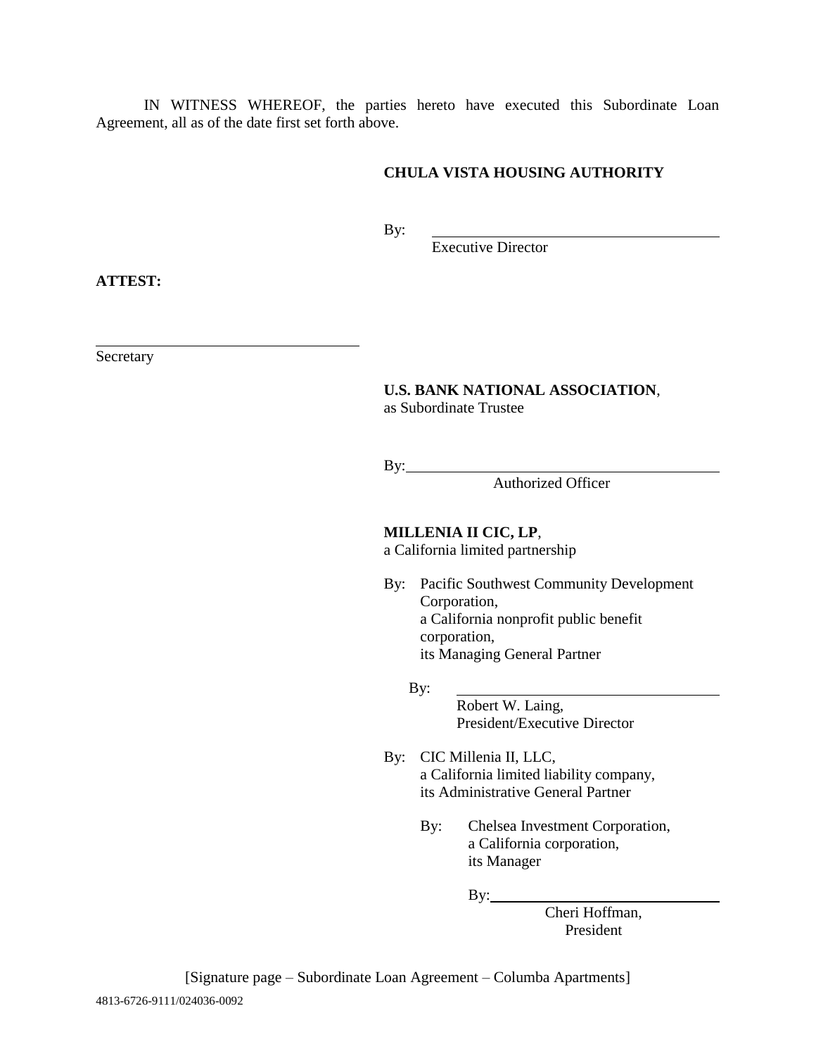IN WITNESS WHEREOF, the parties hereto have executed this Subordinate Loan Agreement, all as of the date first set forth above.

**CHULA VISTA HOUSING AUTHORITY**

By: \_\_\_\_\_\_\_\_\_\_\_\_\_\_\_\_\_\_\_\_\_\_\_\_\_\_\_\_\_\_\_\_
Executive Director

**ATTEST:**

\_\_\_\_\_\_\_\_\_\_\_\_\_\_\_\_\_\_\_\_\_\_\_\_\_\_\_\_\_\_\_\_
Secretary

**U.S. BANK NATIONAL ASSOCIATION**,
as Subordinate Trustee

By: \_\_\_\_\_\_\_\_\_\_\_\_\_\_\_\_\_\_\_\_\_\_\_\_\_\_\_\_\_\_\_\_
Authorized Officer

**MILLENIA II CIC, LP**,
a California limited partnership

By: Pacific Southwest Community Development Corporation,
a California nonprofit public benefit corporation,
its Managing General Partner

By: \_\_\_\_\_\_\_\_\_\_\_\_\_\_\_\_\_\_\_\_\_\_\_\_\_\_\_\_\_\_\_\_
Robert W. Laing,
President/Executive Director

By: CIC Millenia II, LLC,
a California limited liability company,
its Administrative General Partner

By: Chelsea Investment Corporation,
a California corporation,
its Manager

By: \_\_\_\_\_\_\_\_\_\_\_\_\_\_\_\_\_\_\_\_\_\_\_\_\_\_\_\_\_\_\_\_
Cheri Hoffman,
President

[Signature page – Subordinate Loan Agreement – Columba Apartments]

4813-6726-9111/024036-0092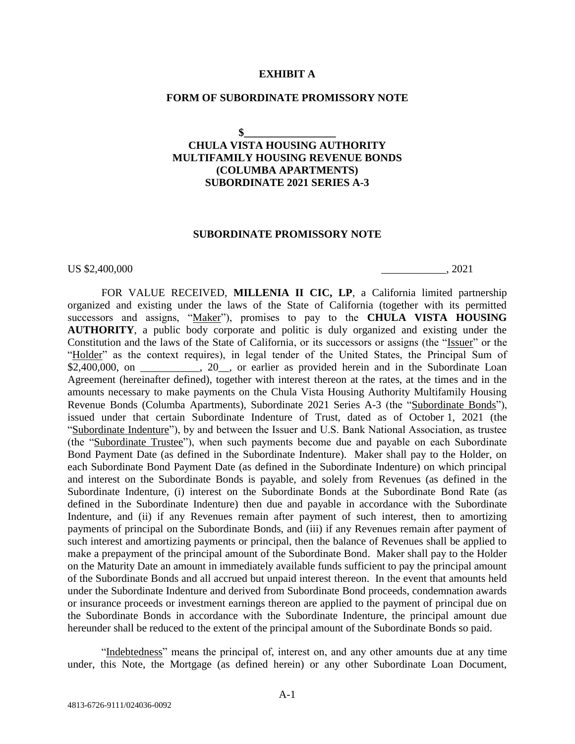**EXHIBIT A**

**FORM OF SUBORDINATE PROMISSORY NOTE**

**$_________________**

**CHULA VISTA HOUSING AUTHORITY**
**MULTIFAMILY HOUSING REVENUE BONDS**
**(COLUMBA APARTMENTS)**
**SUBORDINATE 2021 SERIES A-3**

**SUBORDINATE PROMISSORY NOTE**

US $2,400,000 ____________, 2021

FOR VALUE RECEIVED, **MILLENIA II CIC, LP**, a California limited partnership organized and existing under the laws of the State of California (together with its permitted successors and assigns, "Maker"), promises to pay to the **CHULA VISTA HOUSING AUTHORITY**, a public body corporate and politic is duly organized and existing under the Constitution and the laws of the State of California, or its successors or assigns (the "Issuer" or the "Holder" as the context requires), in legal tender of the United States, the Principal Sum of $2,400,000, on ___________, 20__, or earlier as provided herein and in the Subordinate Loan Agreement (hereinafter defined), together with interest thereon at the rates, at the times and in the amounts necessary to make payments on the Chula Vista Housing Authority Multifamily Housing Revenue Bonds (Columba Apartments), Subordinate 2021 Series A-3 (the "Subordinate Bonds"), issued under that certain Subordinate Indenture of Trust, dated as of October 1, 2021 (the "Subordinate Indenture"), by and between the Issuer and U.S. Bank National Association, as trustee (the "Subordinate Trustee"), when such payments become due and payable on each Subordinate Bond Payment Date (as defined in the Subordinate Indenture). Maker shall pay to the Holder, on each Subordinate Bond Payment Date (as defined in the Subordinate Indenture) on which principal and interest on the Subordinate Bonds is payable, and solely from Revenues (as defined in the Subordinate Indenture, (i) interest on the Subordinate Bonds at the Subordinate Bond Rate (as defined in the Subordinate Indenture) then due and payable in accordance with the Subordinate Indenture, and (ii) if any Revenues remain after payment of such interest, then to amortizing payments of principal on the Subordinate Bonds, and (iii) if any Revenues remain after payment of such interest and amortizing payments or principal, then the balance of Revenues shall be applied to make a prepayment of the principal amount of the Subordinate Bond. Maker shall pay to the Holder on the Maturity Date an amount in immediately available funds sufficient to pay the principal amount of the Subordinate Bonds and all accrued but unpaid interest thereon. In the event that amounts held under the Subordinate Indenture and derived from Subordinate Bond proceeds, condemnation awards or insurance proceeds or investment earnings thereon are applied to the payment of principal due on the Subordinate Bonds in accordance with the Subordinate Indenture, the principal amount due hereunder shall be reduced to the extent of the principal amount of the Subordinate Bonds so paid.

"Indebtedness" means the principal of, interest on, and any other amounts due at any time under, this Note, the Mortgage (as defined herein) or any other Subordinate Loan Document,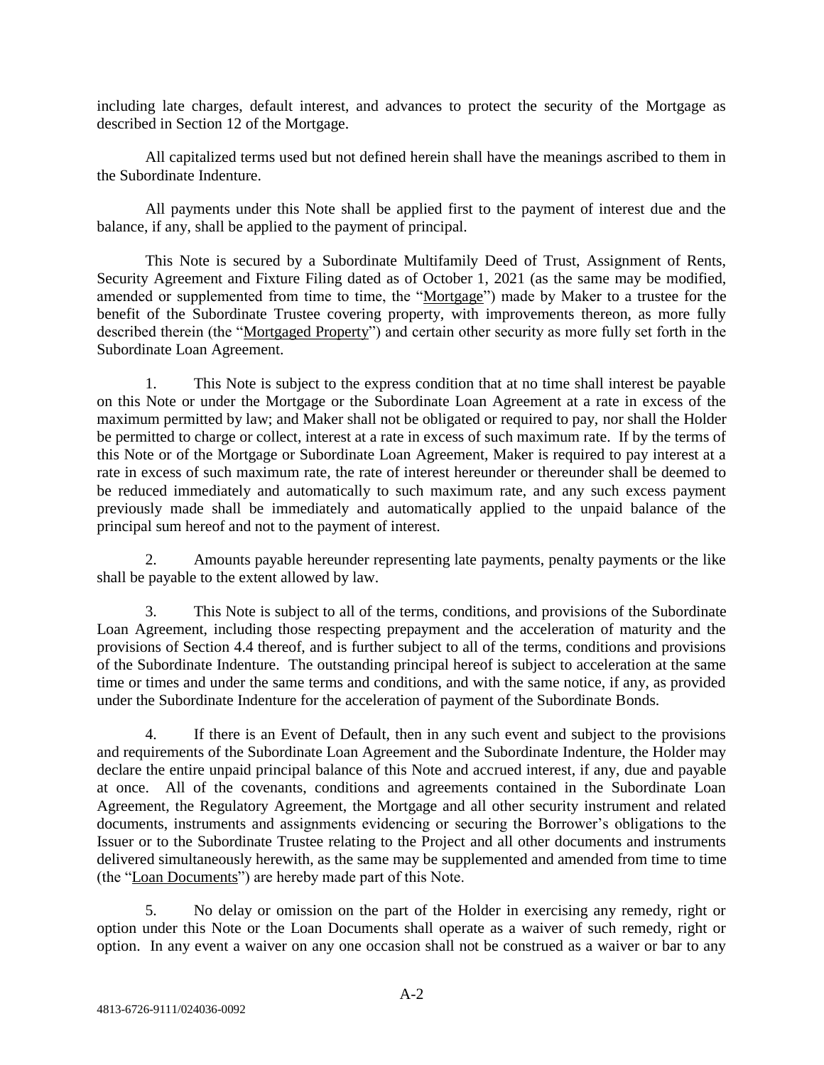including late charges, default interest, and advances to protect the security of the Mortgage as described in Section 12 of the Mortgage.

All capitalized terms used but not defined herein shall have the meanings ascribed to them in the Subordinate Indenture.

All payments under this Note shall be applied first to the payment of interest due and the balance, if any, shall be applied to the payment of principal.

This Note is secured by a Subordinate Multifamily Deed of Trust, Assignment of Rents, Security Agreement and Fixture Filing dated as of October 1, 2021 (as the same may be modified, amended or supplemented from time to time, the "Mortgage") made by Maker to a trustee for the benefit of the Subordinate Trustee covering property, with improvements thereon, as more fully described therein (the "Mortgaged Property") and certain other security as more fully set forth in the Subordinate Loan Agreement.

1. This Note is subject to the express condition that at no time shall interest be payable on this Note or under the Mortgage or the Subordinate Loan Agreement at a rate in excess of the maximum permitted by law; and Maker shall not be obligated or required to pay, nor shall the Holder be permitted to charge or collect, interest at a rate in excess of such maximum rate. If by the terms of this Note or of the Mortgage or Subordinate Loan Agreement, Maker is required to pay interest at a rate in excess of such maximum rate, the rate of interest hereunder or thereunder shall be deemed to be reduced immediately and automatically to such maximum rate, and any such excess payment previously made shall be immediately and automatically applied to the unpaid balance of the principal sum hereof and not to the payment of interest.

2. Amounts payable hereunder representing late payments, penalty payments or the like shall be payable to the extent allowed by law.

3. This Note is subject to all of the terms, conditions, and provisions of the Subordinate Loan Agreement, including those respecting prepayment and the acceleration of maturity and the provisions of Section 4.4 thereof, and is further subject to all of the terms, conditions and provisions of the Subordinate Indenture. The outstanding principal hereof is subject to acceleration at the same time or times and under the same terms and conditions, and with the same notice, if any, as provided under the Subordinate Indenture for the acceleration of payment of the Subordinate Bonds.

4. If there is an Event of Default, then in any such event and subject to the provisions and requirements of the Subordinate Loan Agreement and the Subordinate Indenture, the Holder may declare the entire unpaid principal balance of this Note and accrued interest, if any, due and payable at once. All of the covenants, conditions and agreements contained in the Subordinate Loan Agreement, the Regulatory Agreement, the Mortgage and all other security instrument and related documents, instruments and assignments evidencing or securing the Borrower's obligations to the Issuer or to the Subordinate Trustee relating to the Project and all other documents and instruments delivered simultaneously herewith, as the same may be supplemented and amended from time to time (the "Loan Documents") are hereby made part of this Note.

5. No delay or omission on the part of the Holder in exercising any remedy, right or option under this Note or the Loan Documents shall operate as a waiver of such remedy, right or option. In any event a waiver on any one occasion shall not be construed as a waiver or bar to any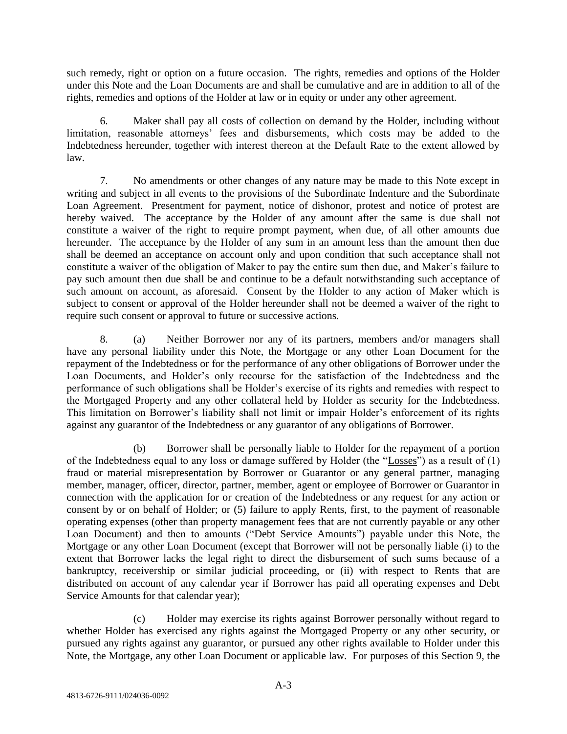such remedy, right or option on a future occasion. The rights, remedies and options of the Holder under this Note and the Loan Documents are and shall be cumulative and are in addition to all of the rights, remedies and options of the Holder at law or in equity or under any other agreement.

6. Maker shall pay all costs of collection on demand by the Holder, including without limitation, reasonable attorneys' fees and disbursements, which costs may be added to the Indebtedness hereunder, together with interest thereon at the Default Rate to the extent allowed by law.

7. No amendments or other changes of any nature may be made to this Note except in writing and subject in all events to the provisions of the Subordinate Indenture and the Subordinate Loan Agreement. Presentment for payment, notice of dishonor, protest and notice of protest are hereby waived. The acceptance by the Holder of any amount after the same is due shall not constitute a waiver of the right to require prompt payment, when due, of all other amounts due hereunder. The acceptance by the Holder of any sum in an amount less than the amount then due shall be deemed an acceptance on account only and upon condition that such acceptance shall not constitute a waiver of the obligation of Maker to pay the entire sum then due, and Maker's failure to pay such amount then due shall be and continue to be a default notwithstanding such acceptance of such amount on account, as aforesaid. Consent by the Holder to any action of Maker which is subject to consent or approval of the Holder hereunder shall not be deemed a waiver of the right to require such consent or approval to future or successive actions.

8. (a) Neither Borrower nor any of its partners, members and/or managers shall have any personal liability under this Note, the Mortgage or any other Loan Document for the repayment of the Indebtedness or for the performance of any other obligations of Borrower under the Loan Documents, and Holder's only recourse for the satisfaction of the Indebtedness and the performance of such obligations shall be Holder's exercise of its rights and remedies with respect to the Mortgaged Property and any other collateral held by Holder as security for the Indebtedness. This limitation on Borrower's liability shall not limit or impair Holder's enforcement of its rights against any guarantor of the Indebtedness or any guarantor of any obligations of Borrower.

(b) Borrower shall be personally liable to Holder for the repayment of a portion of the Indebtedness equal to any loss or damage suffered by Holder (the "Losses") as a result of (1) fraud or material misrepresentation by Borrower or Guarantor or any general partner, managing member, manager, officer, director, partner, member, agent or employee of Borrower or Guarantor in connection with the application for or creation of the Indebtedness or any request for any action or consent by or on behalf of Holder; or (5) failure to apply Rents, first, to the payment of reasonable operating expenses (other than property management fees that are not currently payable or any other Loan Document) and then to amounts ("Debt Service Amounts") payable under this Note, the Mortgage or any other Loan Document (except that Borrower will not be personally liable (i) to the extent that Borrower lacks the legal right to direct the disbursement of such sums because of a bankruptcy, receivership or similar judicial proceeding, or (ii) with respect to Rents that are distributed on account of any calendar year if Borrower has paid all operating expenses and Debt Service Amounts for that calendar year);

(c) Holder may exercise its rights against Borrower personally without regard to whether Holder has exercised any rights against the Mortgaged Property or any other security, or pursued any rights against any guarantor, or pursued any other rights available to Holder under this Note, the Mortgage, any other Loan Document or applicable law. For purposes of this Section 9, the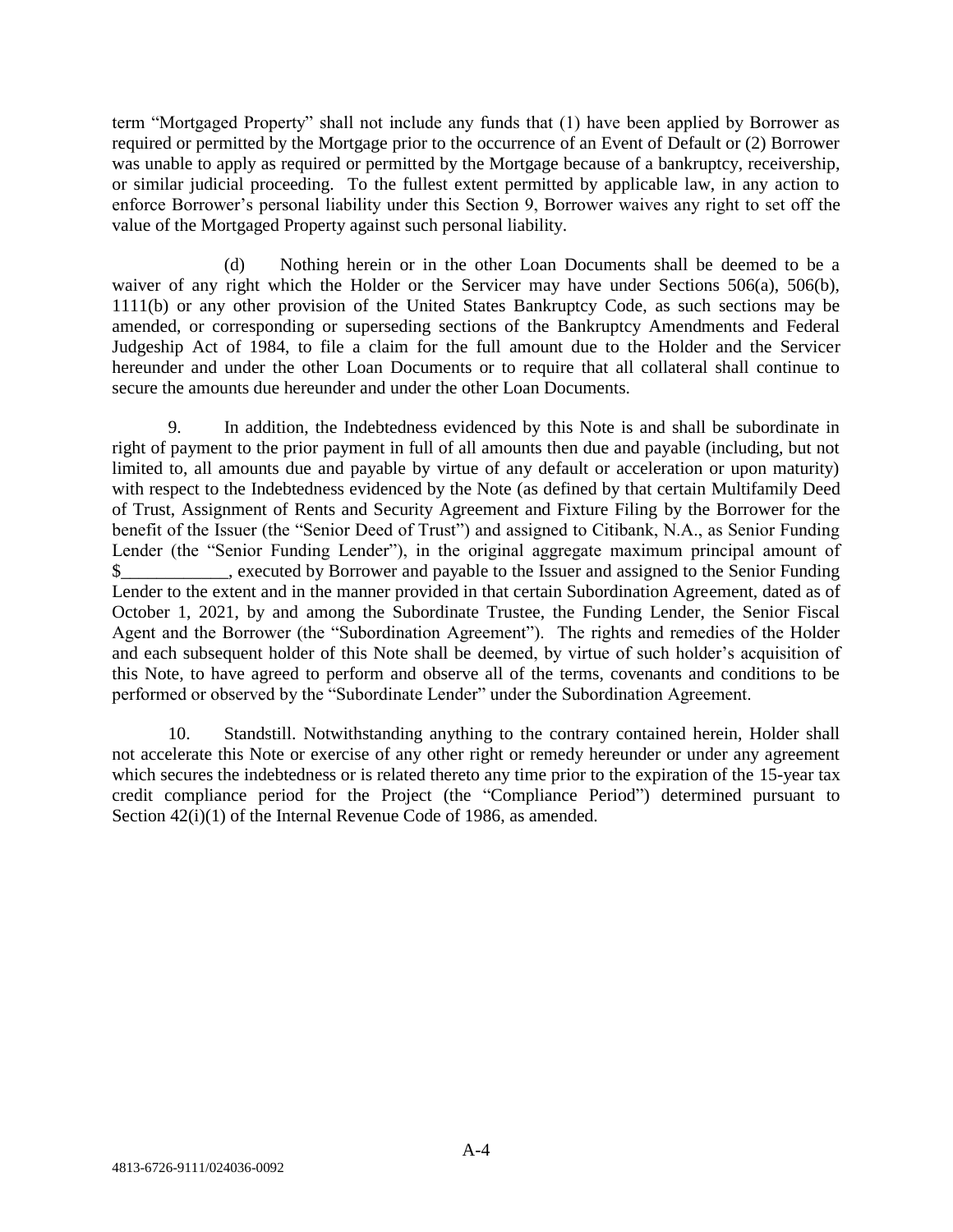term "Mortgaged Property" shall not include any funds that (1) have been applied by Borrower as required or permitted by the Mortgage prior to the occurrence of an Event of Default or (2) Borrower was unable to apply as required or permitted by the Mortgage because of a bankruptcy, receivership, or similar judicial proceeding. To the fullest extent permitted by applicable law, in any action to enforce Borrower's personal liability under this Section 9, Borrower waives any right to set off the value of the Mortgaged Property against such personal liability.

(d) Nothing herein or in the other Loan Documents shall be deemed to be a waiver of any right which the Holder or the Servicer may have under Sections 506(a), 506(b), 1111(b) or any other provision of the United States Bankruptcy Code, as such sections may be amended, or corresponding or superseding sections of the Bankruptcy Amendments and Federal Judgeship Act of 1984, to file a claim for the full amount due to the Holder and the Servicer hereunder and under the other Loan Documents or to require that all collateral shall continue to secure the amounts due hereunder and under the other Loan Documents.

9. In addition, the Indebtedness evidenced by this Note is and shall be subordinate in right of payment to the prior payment in full of all amounts then due and payable (including, but not limited to, all amounts due and payable by virtue of any default or acceleration or upon maturity) with respect to the Indebtedness evidenced by the Note (as defined by that certain Multifamily Deed of Trust, Assignment of Rents and Security Agreement and Fixture Filing by the Borrower for the benefit of the Issuer (the "Senior Deed of Trust") and assigned to Citibank, N.A., as Senior Funding Lender (the "Senior Funding Lender"), in the original aggregate maximum principal amount of $____________, executed by Borrower and payable to the Issuer and assigned to the Senior Funding Lender to the extent and in the manner provided in that certain Subordination Agreement, dated as of October 1, 2021, by and among the Subordinate Trustee, the Funding Lender, the Senior Fiscal Agent and the Borrower (the "Subordination Agreement"). The rights and remedies of the Holder and each subsequent holder of this Note shall be deemed, by virtue of such holder's acquisition of this Note, to have agreed to perform and observe all of the terms, covenants and conditions to be performed or observed by the "Subordinate Lender" under the Subordination Agreement.

10. Standstill. Notwithstanding anything to the contrary contained herein, Holder shall not accelerate this Note or exercise of any other right or remedy hereunder or under any agreement which secures the indebtedness or is related thereto any time prior to the expiration of the 15-year tax credit compliance period for the Project (the "Compliance Period") determined pursuant to Section 42(i)(1) of the Internal Revenue Code of 1986, as amended.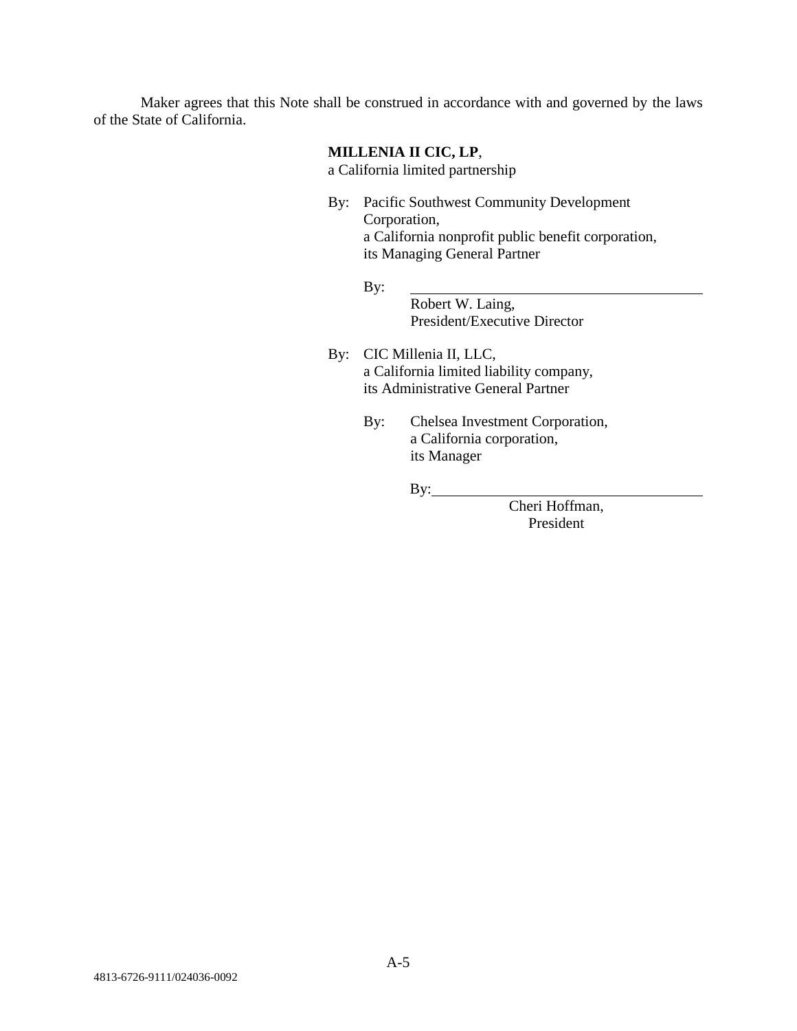Maker agrees that this Note shall be construed in accordance with and governed by the laws of the State of California.

**MILLENIA II CIC, LP**,
a California limited partnership

By: Pacific Southwest Community Development Corporation,
a California nonprofit public benefit corporation,
its Managing General Partner

By: ______________________________
Robert W. Laing,
President/Executive Director

By: CIC Millenia II, LLC,
a California limited liability company,
its Administrative General Partner

By: Chelsea Investment Corporation,
a California corporation,
its Manager

By: ______________________________
Cheri Hoffman,
President

4813-6726-9111/024036-0092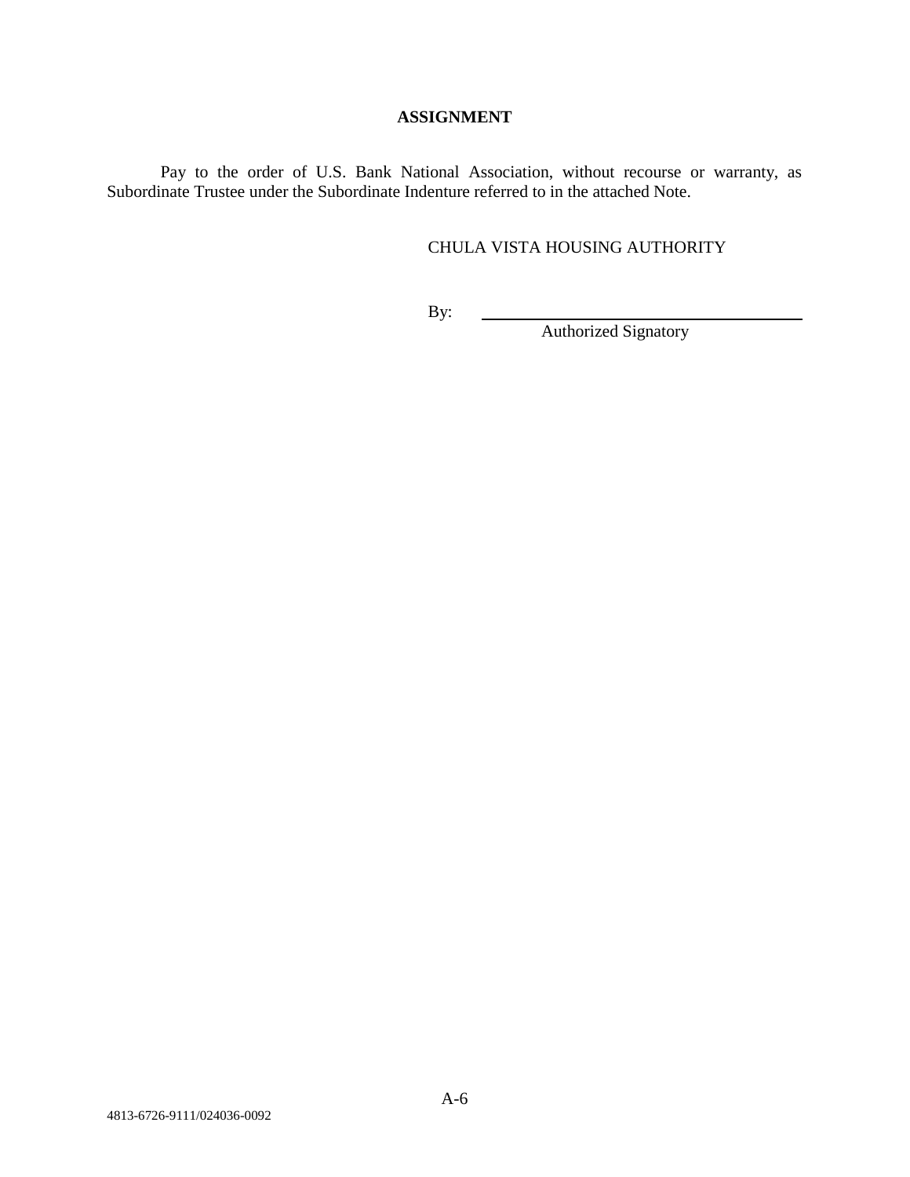**ASSIGNMENT**

Pay to the order of U.S. Bank National Association, without recourse or warranty, as Subordinate Trustee under the Subordinate Indenture referred to in the attached Note.

CHULA VISTA HOUSING AUTHORITY

By: ______________________________
Authorized Signatory

4813-6726-9111/024036-0092